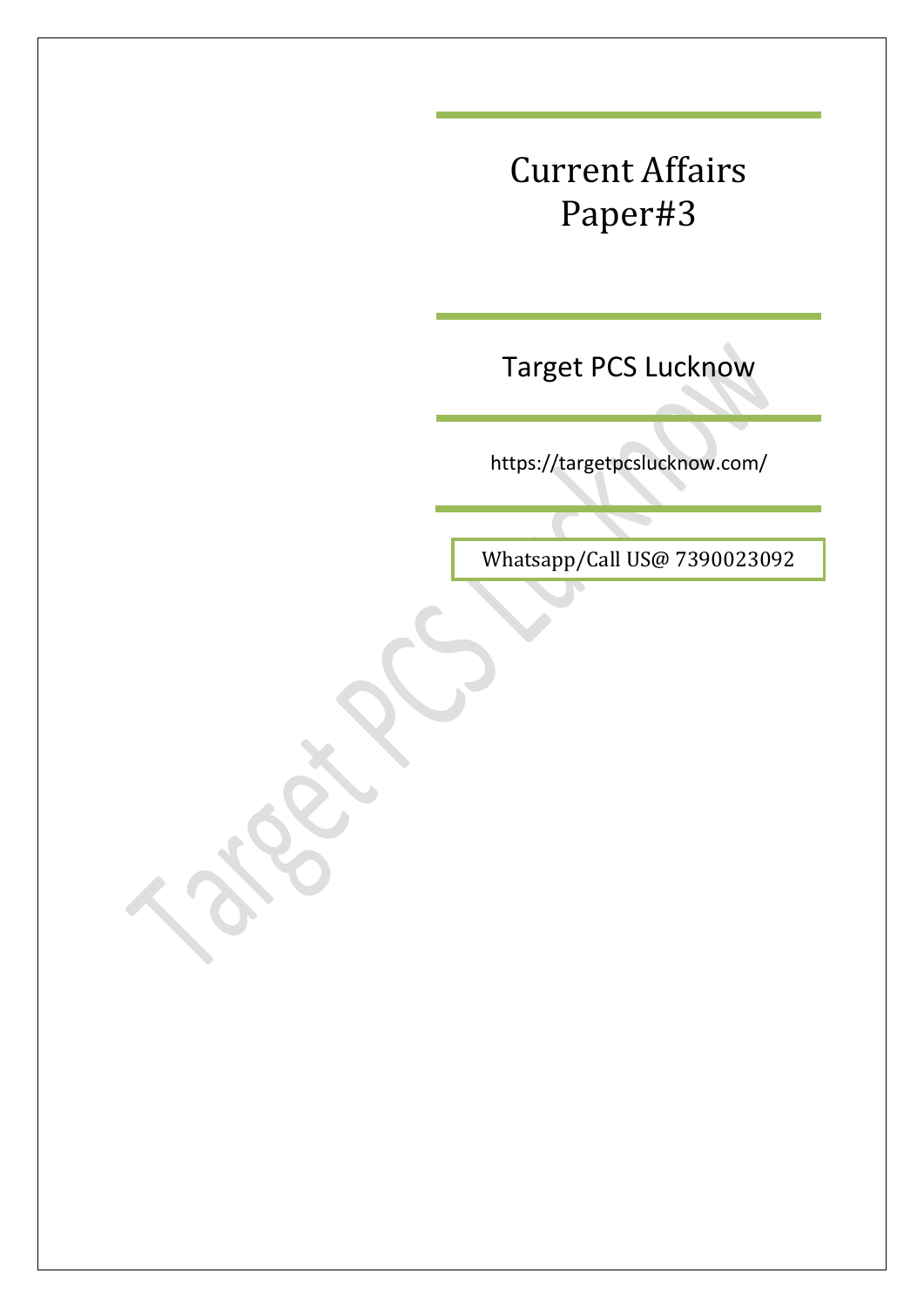# Current Affairs Paper#3

## Target PCS Lucknow

https://targetpcslucknow.com/

Whatsapp/Call US@ 7390023092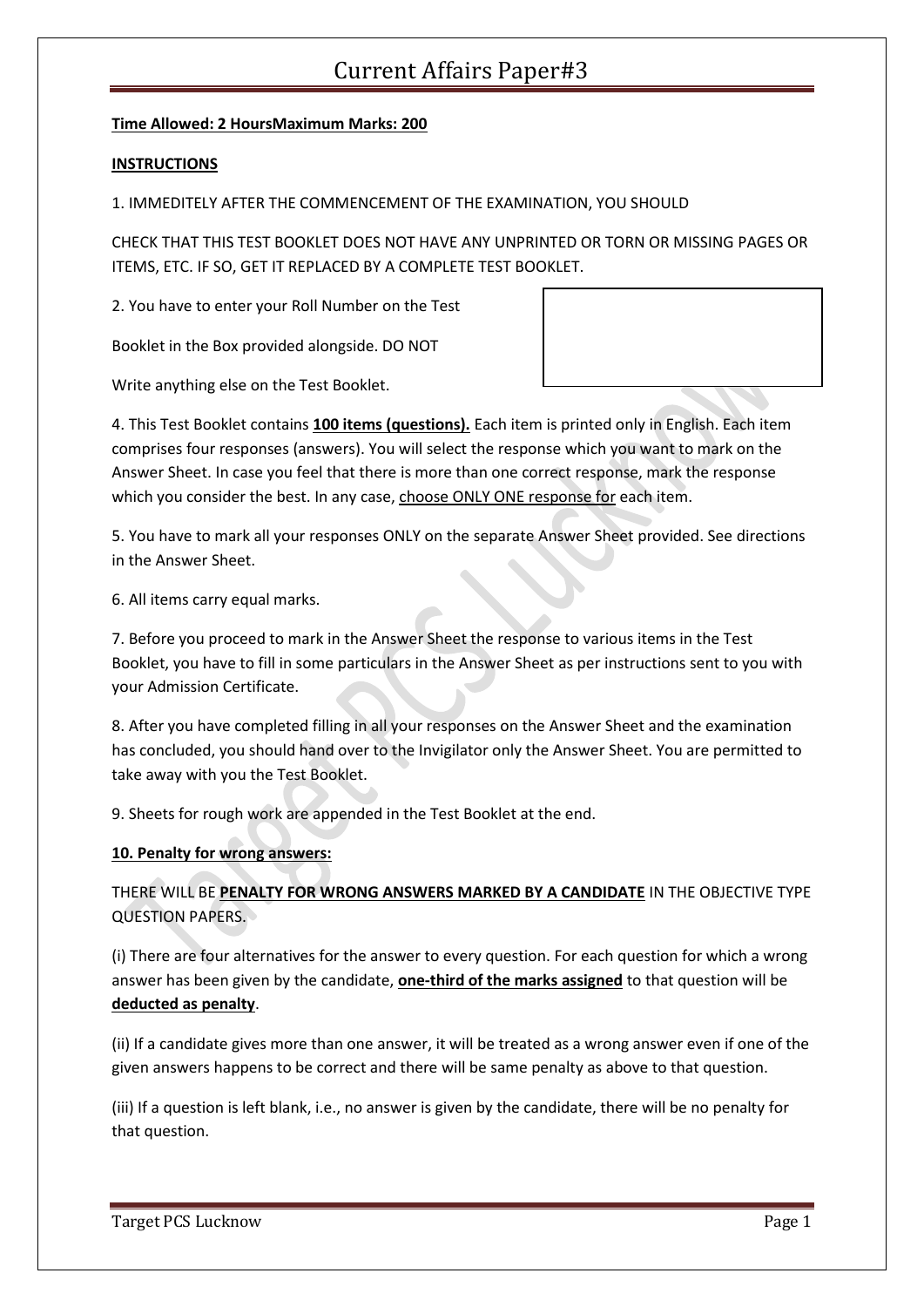# Current Affairs Paper#3

**Time Allowed: 2 HoursMaximum Marks: 200**

**INSTRUCTIONS**

1. IMMEDITELY AFTER THE COMMENCEMENT OF THE EXAMINATION, YOU SHOULD

CHECK THAT THIS TEST BOOKLET DOES NOT HAVE ANY UNPRINTED OR TORN OR MISSING PAGES OR ITEMS, ETC. IF SO, GET IT REPLACED BY A COMPLETE TEST BOOKLET.

2. You have to enter your Roll Number on the Test

Booklet in the Box provided alongside. DO NOT

Write anything else on the Test Booklet.

4. This Test Booklet contains **100 items (questions).** Each item is printed only in English. Each item comprises four responses (answers). You will select the response which you want to mark on the Answer Sheet. In case you feel that there is more than one correct response, mark the response which you consider the best. In any case, choose ONLY ONE response for each item.

5. You have to mark all your responses ONLY on the separate Answer Sheet provided. See directions in the Answer Sheet.

6. All items carry equal marks.

7. Before you proceed to mark in the Answer Sheet the response to various items in the Test Booklet, you have to fill in some particulars in the Answer Sheet as per instructions sent to you with your Admission Certificate.

8. After you have completed filling in all your responses on the Answer Sheet and the examination has concluded, you should hand over to the Invigilator only the Answer Sheet. You are permitted to take away with you the Test Booklet.

9. Sheets for rough work are appended in the Test Booklet at the end.

**10. Penalty for wrong answers:**

THERE WILL BE **PENALTY FOR WRONG ANSWERS MARKED BY A CANDIDATE** IN THE OBJECTIVE TYPE QUESTION PAPERS.

(i) There are four alternatives for the answer to every question. For each question for which a wrong answer has been given by the candidate, **one-third of the marks assigned** to that question will be **deducted as penalty**.

(ii) If a candidate gives more than one answer, it will be treated as a wrong answer even if one of the given answers happens to be correct and there will be same penalty as above to that question.

(iii) If a question is left blank, i.e., no answer is given by the candidate, there will be no penalty for that question.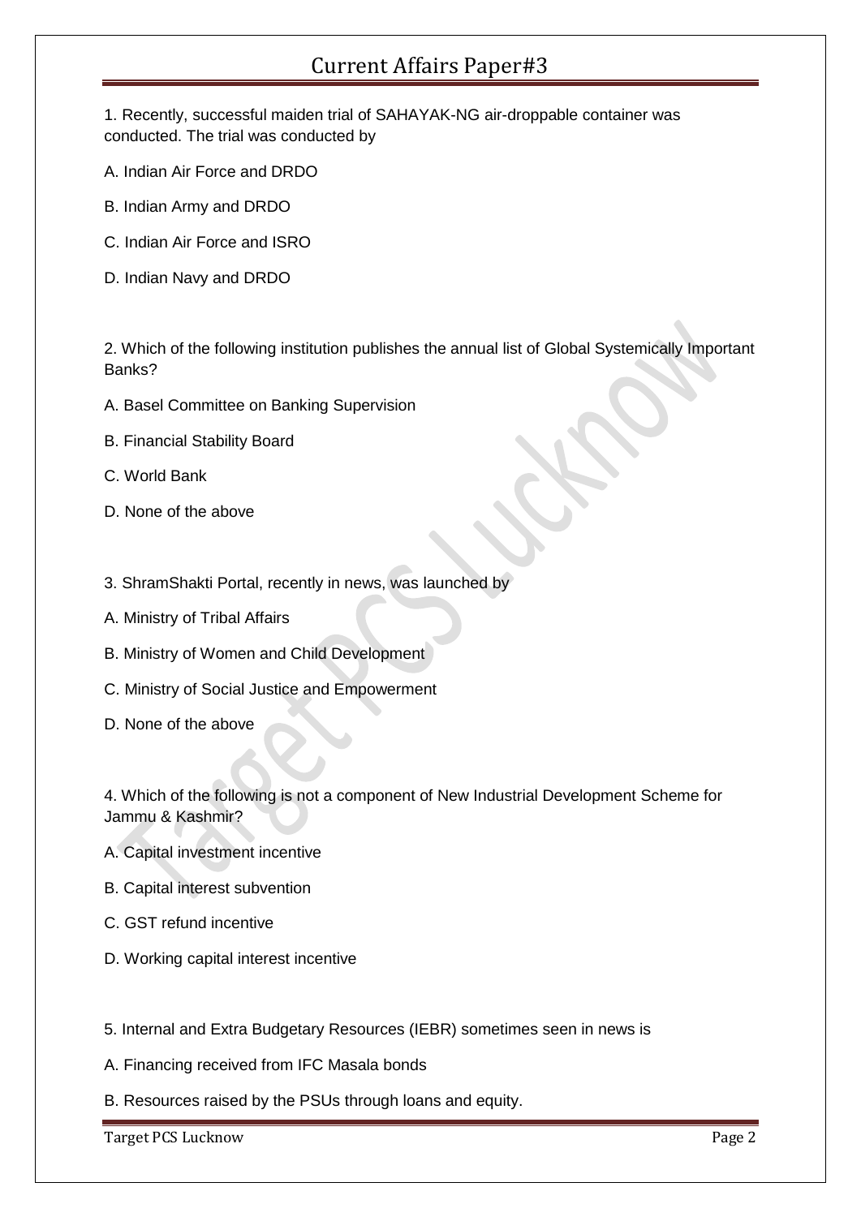# Current Affairs Paper#3

1. Recently, successful maiden trial of SAHAYAK-NG air-droppable container was conducted. The trial was conducted by

A. Indian Air Force and DRDO

B. Indian Army and DRDO

C. Indian Air Force and ISRO

D. Indian Navy and DRDO

2. Which of the following institution publishes the annual list of Global Systemically Important Banks?

A. Basel Committee on Banking Supervision

B. Financial Stability Board

C. World Bank

D. None of the above

3. ShramShakti Portal, recently in news, was launched by

A. Ministry of Tribal Affairs

B. Ministry of Women and Child Development

C. Ministry of Social Justice and Empowerment

D. None of the above

4. Which of the following is not a component of New Industrial Development Scheme for Jammu & Kashmir?

A. Capital investment incentive

B. Capital interest subvention

C. GST refund incentive

D. Working capital interest incentive

5. Internal and Extra Budgetary Resources (IEBR) sometimes seen in news is

A. Financing received from IFC Masala bonds

B. Resources raised by the PSUs through loans and equity.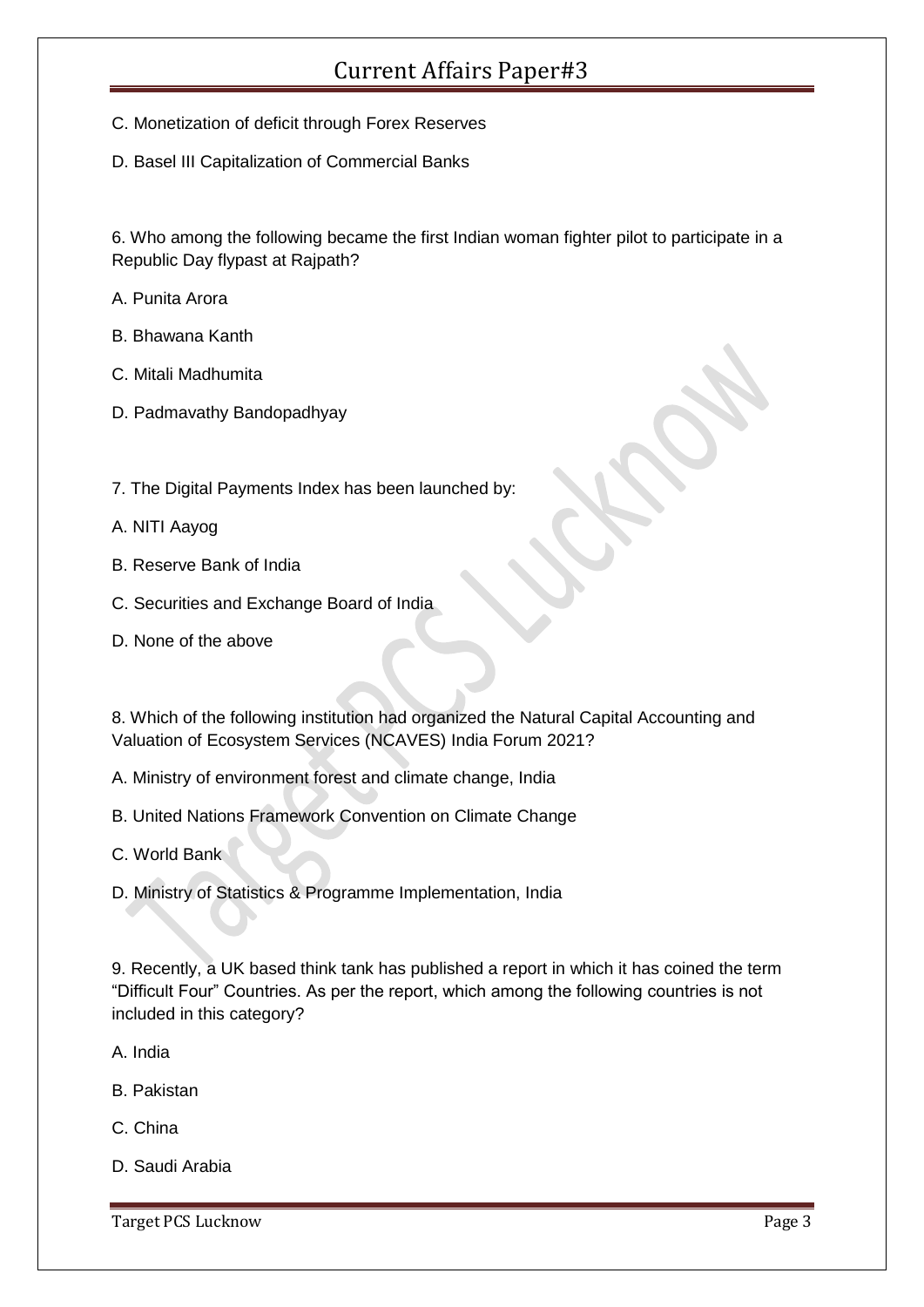C. Monetization of deficit through Forex Reserves

D. Basel III Capitalization of Commercial Banks

6. Who among the following became the first Indian woman fighter pilot to participate in a Republic Day flypast at Rajpath?

A. Punita Arora

B. Bhawana Kanth

C. Mitali Madhumita

D. Padmavathy Bandopadhyay

7. The Digital Payments Index has been launched by:

A. NITI Aayog

B. Reserve Bank of India

C. Securities and Exchange Board of India

D. None of the above

8. Which of the following institution had organized the Natural Capital Accounting and Valuation of Ecosystem Services (NCAVES) India Forum 2021?

A. Ministry of environment forest and climate change, India

B. United Nations Framework Convention on Climate Change

C. World Bank

D. Ministry of Statistics & Programme Implementation, India

9. Recently, a UK based think tank has published a report in which it has coined the term "Difficult Four" Countries. As per the report, which among the following countries is not included in this category?

A. India

B. Pakistan

C. China

D. Saudi Arabia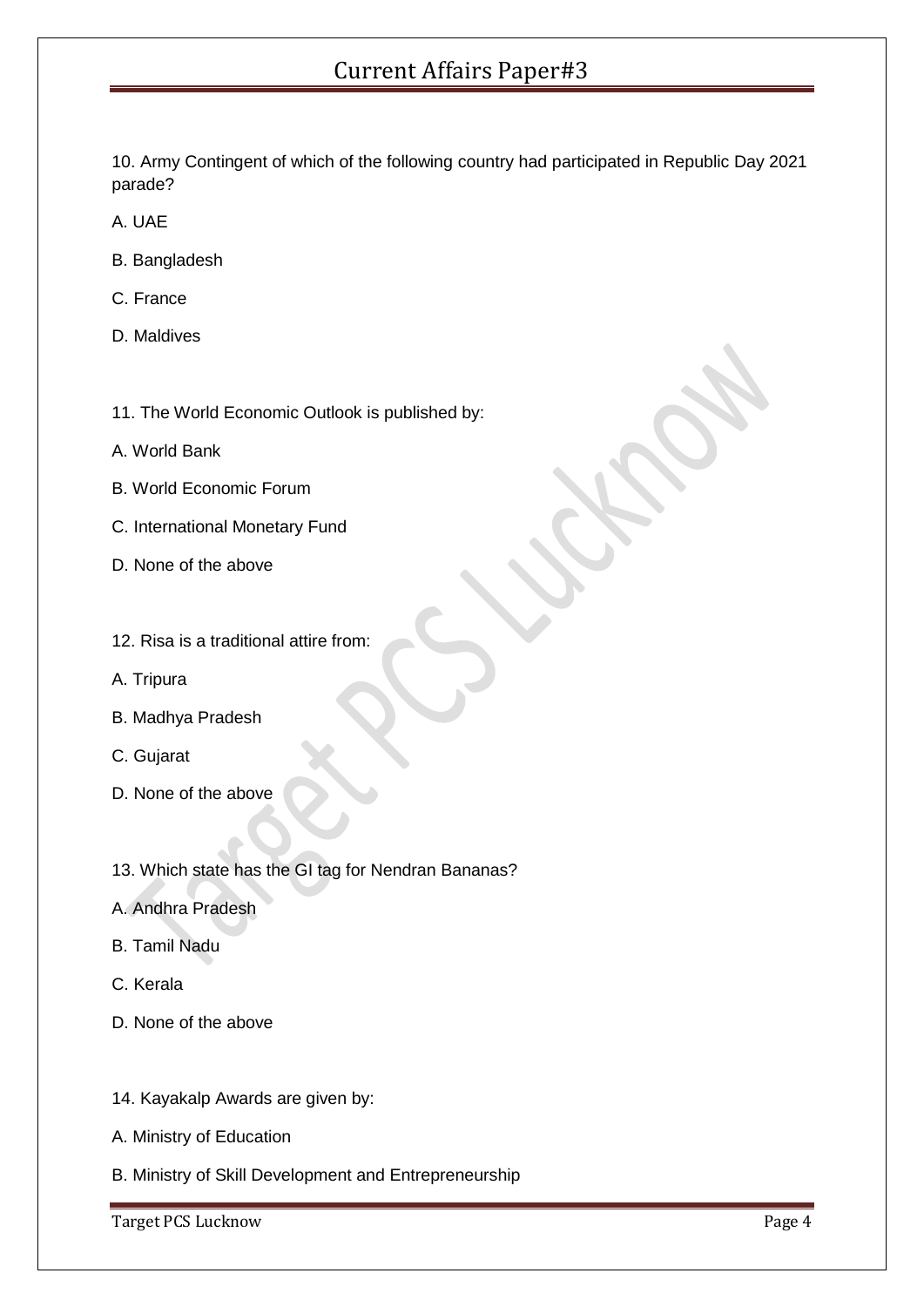10. Army Contingent of which of the following country had participated in Republic Day 2021 parade?

A. UAE

B. Bangladesh

C. France

D. Maldives

11. The World Economic Outlook is published by:

A. World Bank

B. World Economic Forum

C. International Monetary Fund

D. None of the above

12. Risa is a traditional attire from:

A. Tripura

B. Madhya Pradesh

C. Gujarat

D. None of the above

13. Which state has the GI tag for Nendran Bananas?

A. Andhra Pradesh

B. Tamil Nadu

C. Kerala

D. None of the above

14. Kayakalp Awards are given by:

A. Ministry of Education

B. Ministry of Skill Development and Entrepreneurship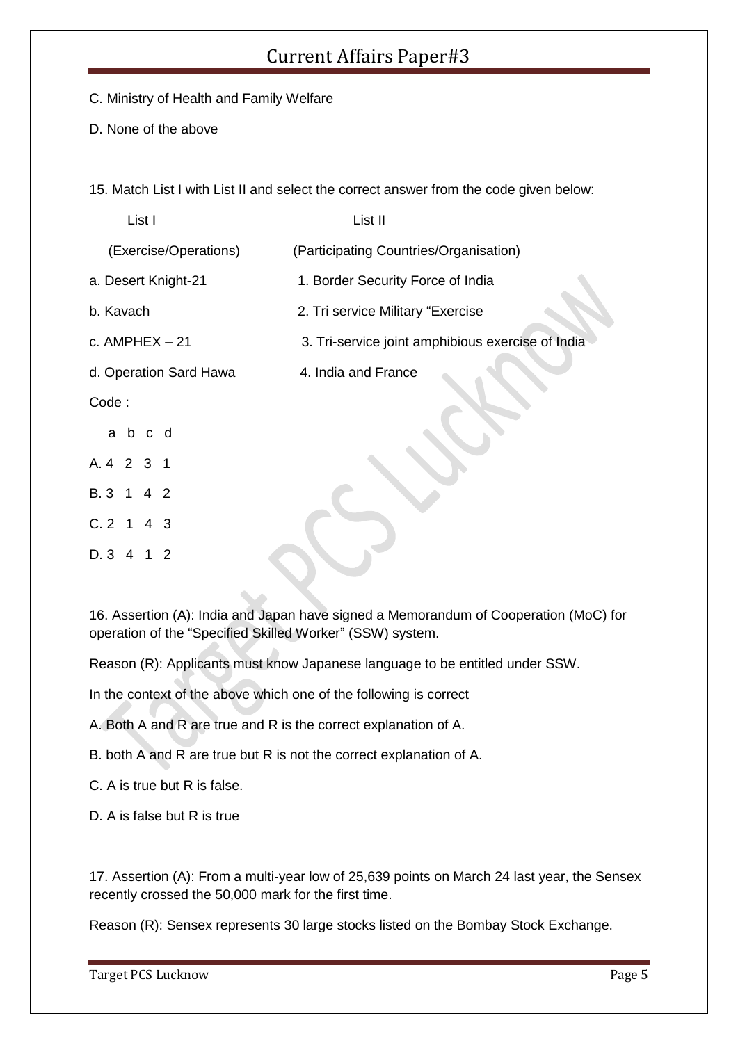C. Ministry of Health and Family Welfare

D. None of the above

15. Match List I with List II and select the correct answer from the code given below:

| List I | List II |
|---|---|
| (Exercise/Operations) | (Participating Countries/Organisation) |
| a. Desert Knight-21 | 1. Border Security Force of India |
| b. Kavach | 2. Tri service Military "Exercise |
| c. AMPHEX – 21 | 3. Tri-service joint amphibious exercise of India |
| d. Operation Sard Hawa | 4. India and France |

Code :

|  | a | b | c | d |
|---|---|---|---|---|
| A. | 4 | 2 | 3 | 1 |
| B. | 3 | 1 | 4 | 2 |
| C. | 2 | 1 | 4 | 3 |
| D. | 3 | 4 | 1 | 2 |

16. Assertion (A): India and Japan have signed a Memorandum of Cooperation (MoC) for operation of the "Specified Skilled Worker" (SSW) system.

Reason (R): Applicants must know Japanese language to be entitled under SSW.

In the context of the above which one of the following is correct

A. Both A and R are true and R is the correct explanation of A.

B. both A and R are true but R is not the correct explanation of A.

C. A is true but R is false.

D. A is false but R is true

17. Assertion (A): From a multi-year low of 25,639 points on March 24 last year, the Sensex recently crossed the 50,000 mark for the first time.

Reason (R): Sensex represents 30 large stocks listed on the Bombay Stock Exchange.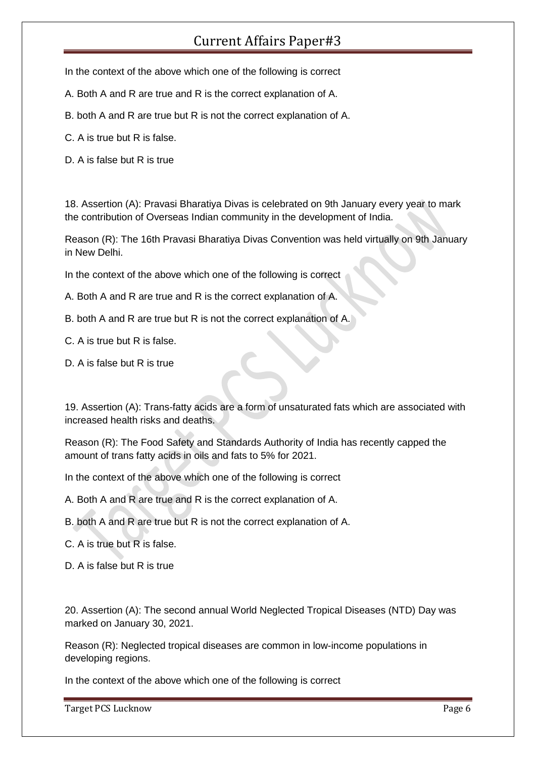In the context of the above which one of the following is correct

A. Both A and R are true and R is the correct explanation of A.

B. both A and R are true but R is not the correct explanation of A.

C. A is true but R is false.

D. A is false but R is true

18. Assertion (A): Pravasi Bharatiya Divas is celebrated on 9th January every year to mark the contribution of Overseas Indian community in the development of India.

Reason (R): The 16th Pravasi Bharatiya Divas Convention was held virtually on 9th January in New Delhi.

In the context of the above which one of the following is correct

A. Both A and R are true and R is the correct explanation of A.

B. both A and R are true but R is not the correct explanation of A.

C. A is true but R is false.

D. A is false but R is true

19. Assertion (A): Trans-fatty acids are a form of unsaturated fats which are associated with increased health risks and deaths.

Reason (R): The Food Safety and Standards Authority of India has recently capped the amount of trans fatty acids in oils and fats to 5% for 2021.

In the context of the above which one of the following is correct

A. Both A and R are true and R is the correct explanation of A.

B. both A and R are true but R is not the correct explanation of A.

C. A is true but R is false.

D. A is false but R is true

20. Assertion (A): The second annual World Neglected Tropical Diseases (NTD) Day was marked on January 30, 2021.

Reason (R): Neglected tropical diseases are common in low-income populations in developing regions.

In the context of the above which one of the following is correct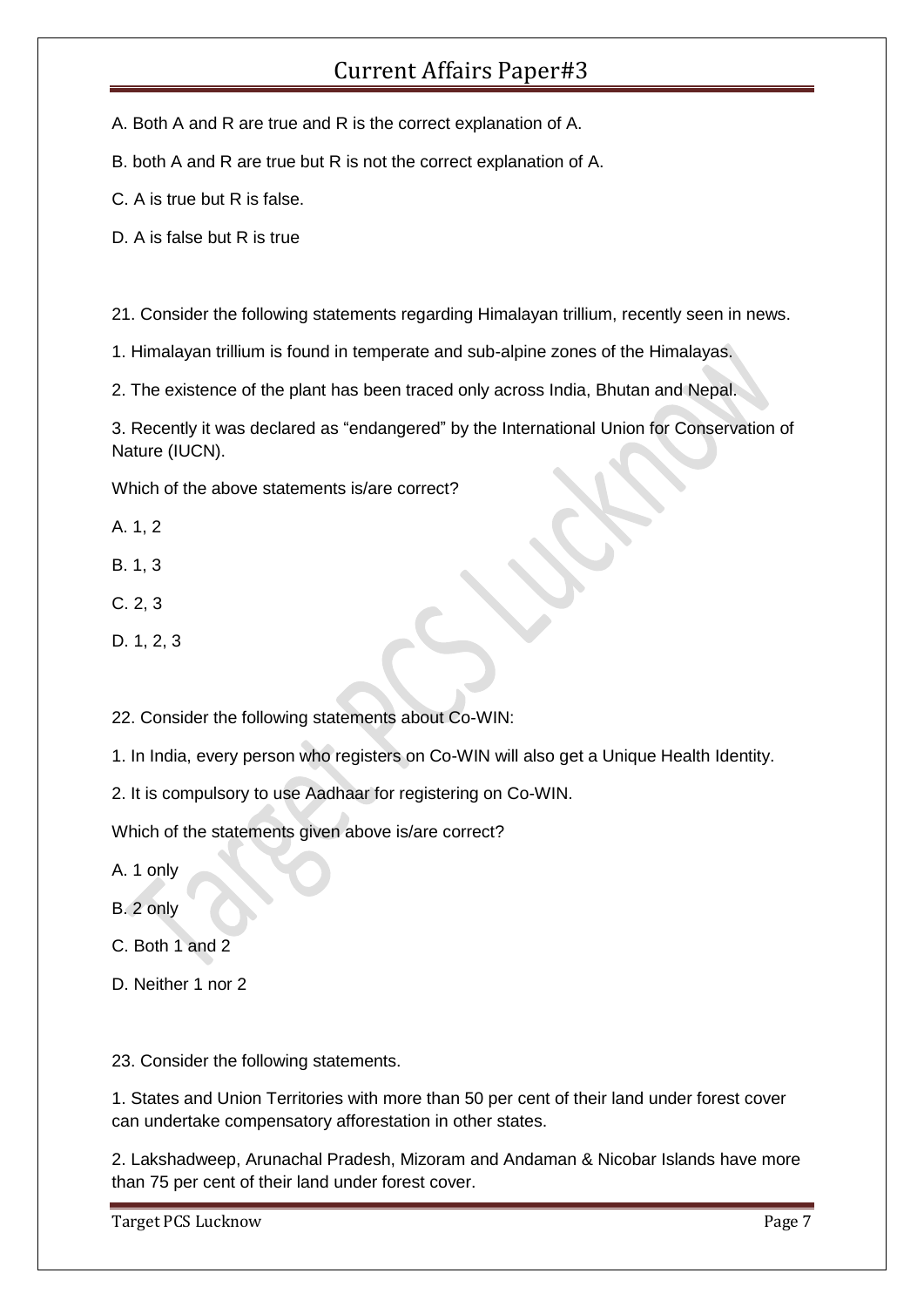A. Both A and R are true and R is the correct explanation of A.

B. both A and R are true but R is not the correct explanation of A.

C. A is true but R is false.

D. A is false but R is true

21. Consider the following statements regarding Himalayan trillium, recently seen in news.

1. Himalayan trillium is found in temperate and sub-alpine zones of the Himalayas.

2. The existence of the plant has been traced only across India, Bhutan and Nepal.

3. Recently it was declared as "endangered" by the International Union for Conservation of Nature (IUCN).

Which of the above statements is/are correct?

A. 1, 2

B. 1, 3

C. 2, 3

D. 1, 2, 3

22. Consider the following statements about Co-WIN:

1. In India, every person who registers on Co-WIN will also get a Unique Health Identity.

2. It is compulsory to use Aadhaar for registering on Co-WIN.

Which of the statements given above is/are correct?

A. 1 only

B. 2 only

C. Both 1 and 2

D. Neither 1 nor 2

23. Consider the following statements.

1. States and Union Territories with more than 50 per cent of their land under forest cover can undertake compensatory afforestation in other states.

2. Lakshadweep, Arunachal Pradesh, Mizoram and Andaman & Nicobar Islands have more than 75 per cent of their land under forest cover.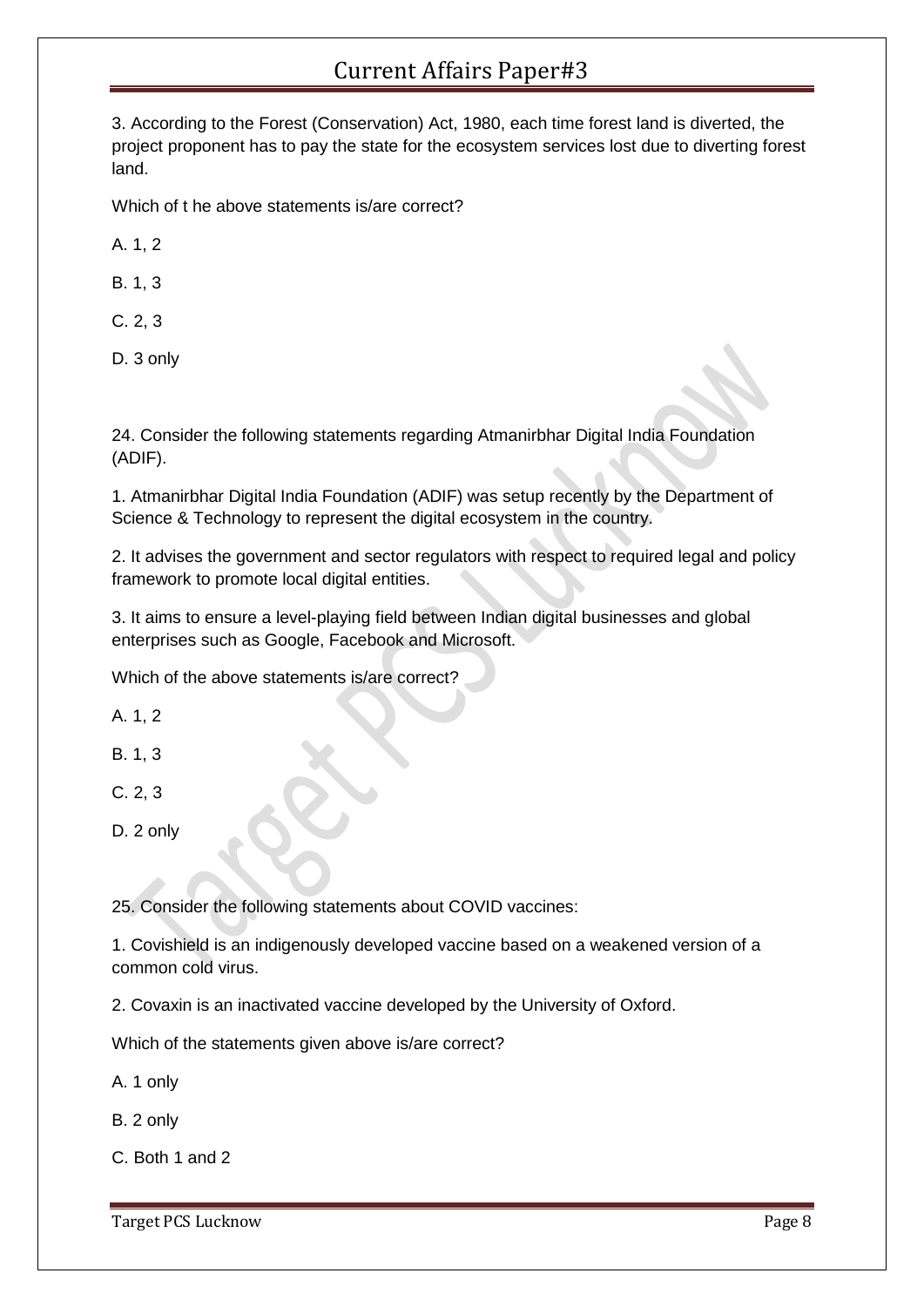3. According to the Forest (Conservation) Act, 1980, each time forest land is diverted, the project proponent has to pay the state for the ecosystem services lost due to diverting forest land.

Which of t he above statements is/are correct?

A. 1, 2

B. 1, 3

C. 2, 3

D. 3 only

24. Consider the following statements regarding Atmanirbhar Digital India Foundation (ADIF).

1. Atmanirbhar Digital India Foundation (ADIF) was setup recently by the Department of Science & Technology to represent the digital ecosystem in the country.

2. It advises the government and sector regulators with respect to required legal and policy framework to promote local digital entities.

3. It aims to ensure a level-playing field between Indian digital businesses and global enterprises such as Google, Facebook and Microsoft.

Which of the above statements is/are correct?

A. 1, 2

B. 1, 3

C. 2, 3

D. 2 only

25. Consider the following statements about COVID vaccines:

1. Covishield is an indigenously developed vaccine based on a weakened version of a common cold virus.

2. Covaxin is an inactivated vaccine developed by the University of Oxford.

Which of the statements given above is/are correct?

A. 1 only

B. 2 only

C. Both 1 and 2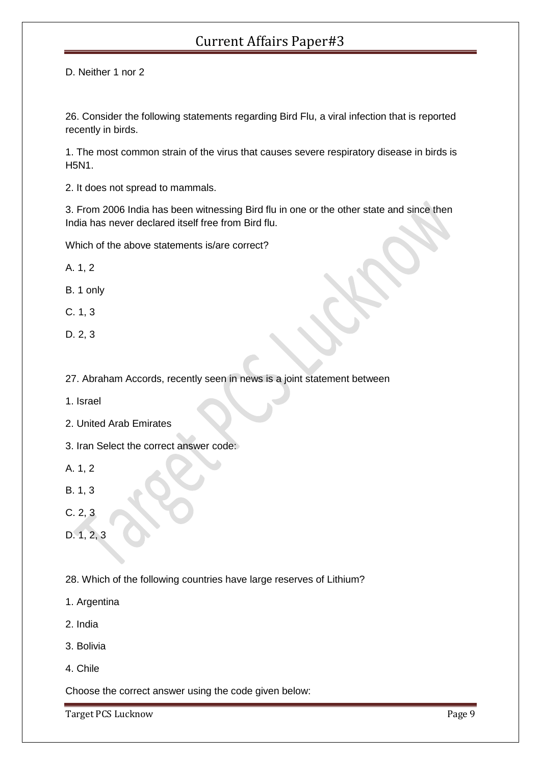D. Neither 1 nor 2

26. Consider the following statements regarding Bird Flu, a viral infection that is reported recently in birds.

1. The most common strain of the virus that causes severe respiratory disease in birds is H5N1.

2. It does not spread to mammals.

3. From 2006 India has been witnessing Bird flu in one or the other state and since then India has never declared itself free from Bird flu.

Which of the above statements is/are correct?

A. 1, 2

B. 1 only

C. 1, 3

D. 2, 3

27. Abraham Accords, recently seen in news is a joint statement between

1. Israel

2. United Arab Emirates

3. Iran Select the correct answer code:

A. 1, 2

B. 1, 3

C. 2, 3

D. 1, 2, 3

28. Which of the following countries have large reserves of Lithium?

1. Argentina

2. India

3. Bolivia

4. Chile

Choose the correct answer using the code given below: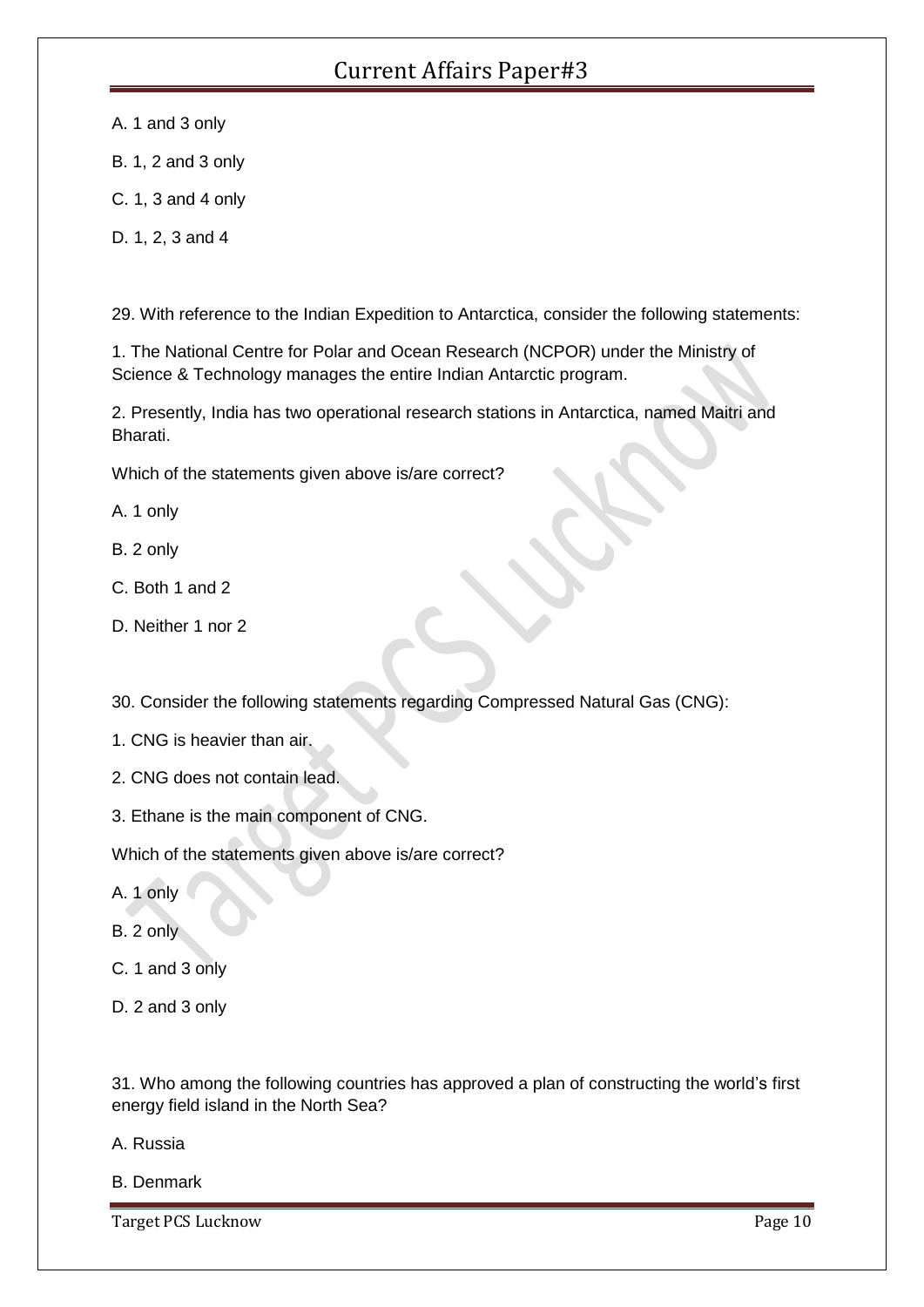A. 1 and 3 only

B. 1, 2 and 3 only

C. 1, 3 and 4 only

D. 1, 2, 3 and 4

29. With reference to the Indian Expedition to Antarctica, consider the following statements:

1. The National Centre for Polar and Ocean Research (NCPOR) under the Ministry of Science & Technology manages the entire Indian Antarctic program.

2. Presently, India has two operational research stations in Antarctica, named Maitri and Bharati.

Which of the statements given above is/are correct?

A. 1 only

B. 2 only

C. Both 1 and 2

D. Neither 1 nor 2

30. Consider the following statements regarding Compressed Natural Gas (CNG):

1. CNG is heavier than air.

2. CNG does not contain lead.

3. Ethane is the main component of CNG.

Which of the statements given above is/are correct?

A. 1 only

B. 2 only

C. 1 and 3 only

D. 2 and 3 only

31. Who among the following countries has approved a plan of constructing the world's first energy field island in the North Sea?

A. Russia

B. Denmark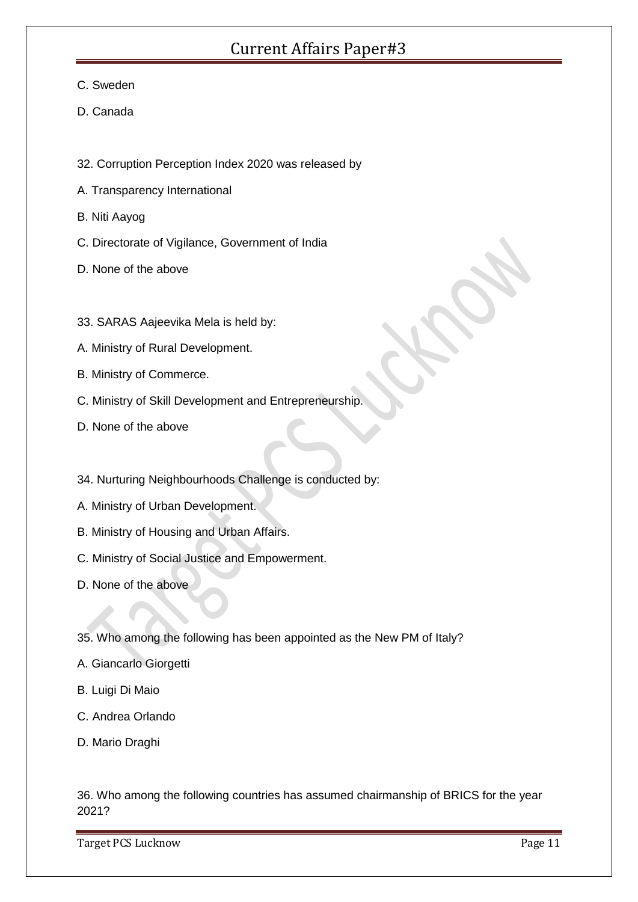C. Sweden

D. Canada

32. Corruption Perception Index 2020 was released by

A. Transparency International

B. Niti Aayog

C. Directorate of Vigilance, Government of India

D. None of the above

33. SARAS Aajeevika Mela is held by:

A. Ministry of Rural Development.

B. Ministry of Commerce.

C. Ministry of Skill Development and Entrepreneurship.

D. None of the above

34. Nurturing Neighbourhoods Challenge is conducted by:

A. Ministry of Urban Development.

B. Ministry of Housing and Urban Affairs.

C. Ministry of Social Justice and Empowerment.

D. None of the above

35. Who among the following has been appointed as the New PM of Italy?

A. Giancarlo Giorgetti

B. Luigi Di Maio

C. Andrea Orlando

D. Mario Draghi

36. Who among the following countries has assumed chairmanship of BRICS for the year 2021?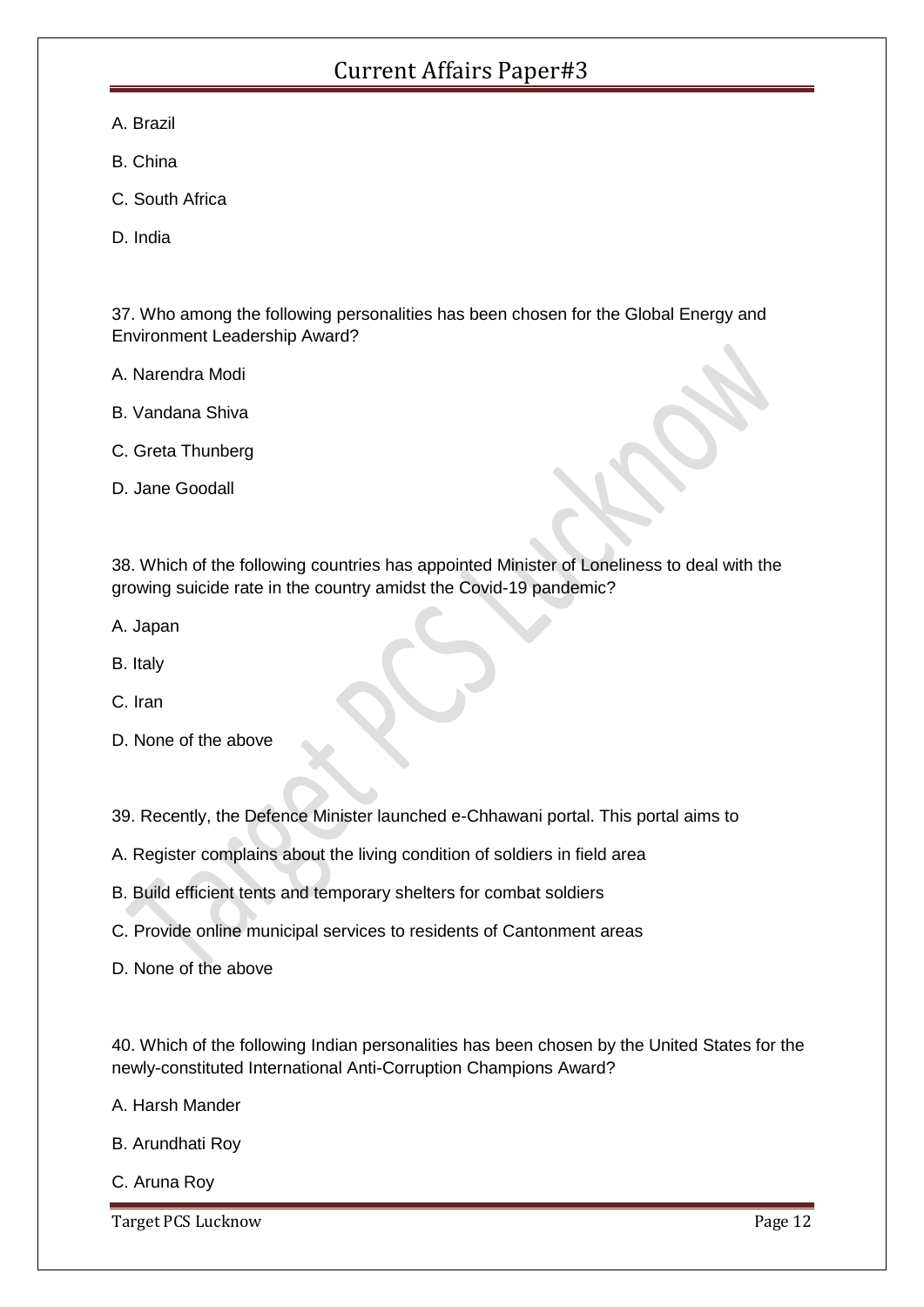A. Brazil

B. China

C. South Africa

D. India

37. Who among the following personalities has been chosen for the Global Energy and Environment Leadership Award?

A. Narendra Modi

B. Vandana Shiva

C. Greta Thunberg

D. Jane Goodall

38. Which of the following countries has appointed Minister of Loneliness to deal with the growing suicide rate in the country amidst the Covid-19 pandemic?

A. Japan

B. Italy

C. Iran

D. None of the above

39. Recently, the Defence Minister launched e-Chhawani portal. This portal aims to

A. Register complains about the living condition of soldiers in field area

B. Build efficient tents and temporary shelters for combat soldiers

C. Provide online municipal services to residents of Cantonment areas

D. None of the above

40. Which of the following Indian personalities has been chosen by the United States for the newly-constituted International Anti-Corruption Champions Award?

A. Harsh Mander

B. Arundhati Roy

C. Aruna Roy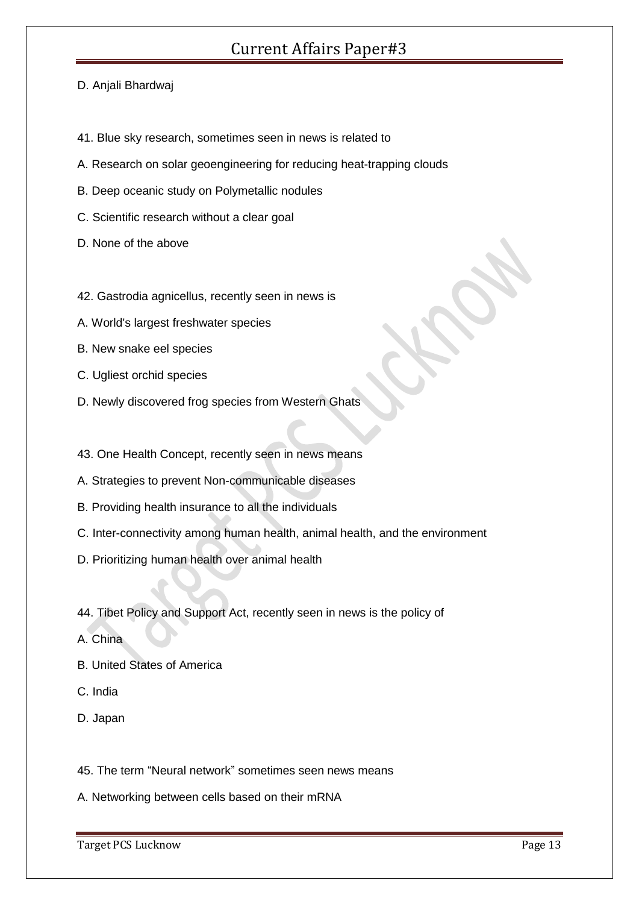D. Anjali Bhardwaj

41. Blue sky research, sometimes seen in news is related to

A. Research on solar geoengineering for reducing heat-trapping clouds

B. Deep oceanic study on Polymetallic nodules

C. Scientific research without a clear goal

D. None of the above

42. Gastrodia agnicellus, recently seen in news is

A. World's largest freshwater species

B. New snake eel species

C. Ugliest orchid species

D. Newly discovered frog species from Western Ghats

43. One Health Concept, recently seen in news means

A. Strategies to prevent Non-communicable diseases

B. Providing health insurance to all the individuals

C. Inter-connectivity among human health, animal health, and the environment

D. Prioritizing human health over animal health

44. Tibet Policy and Support Act, recently seen in news is the policy of

A. China

B. United States of America

C. India

D. Japan

45. The term "Neural network" sometimes seen news means

A. Networking between cells based on their mRNA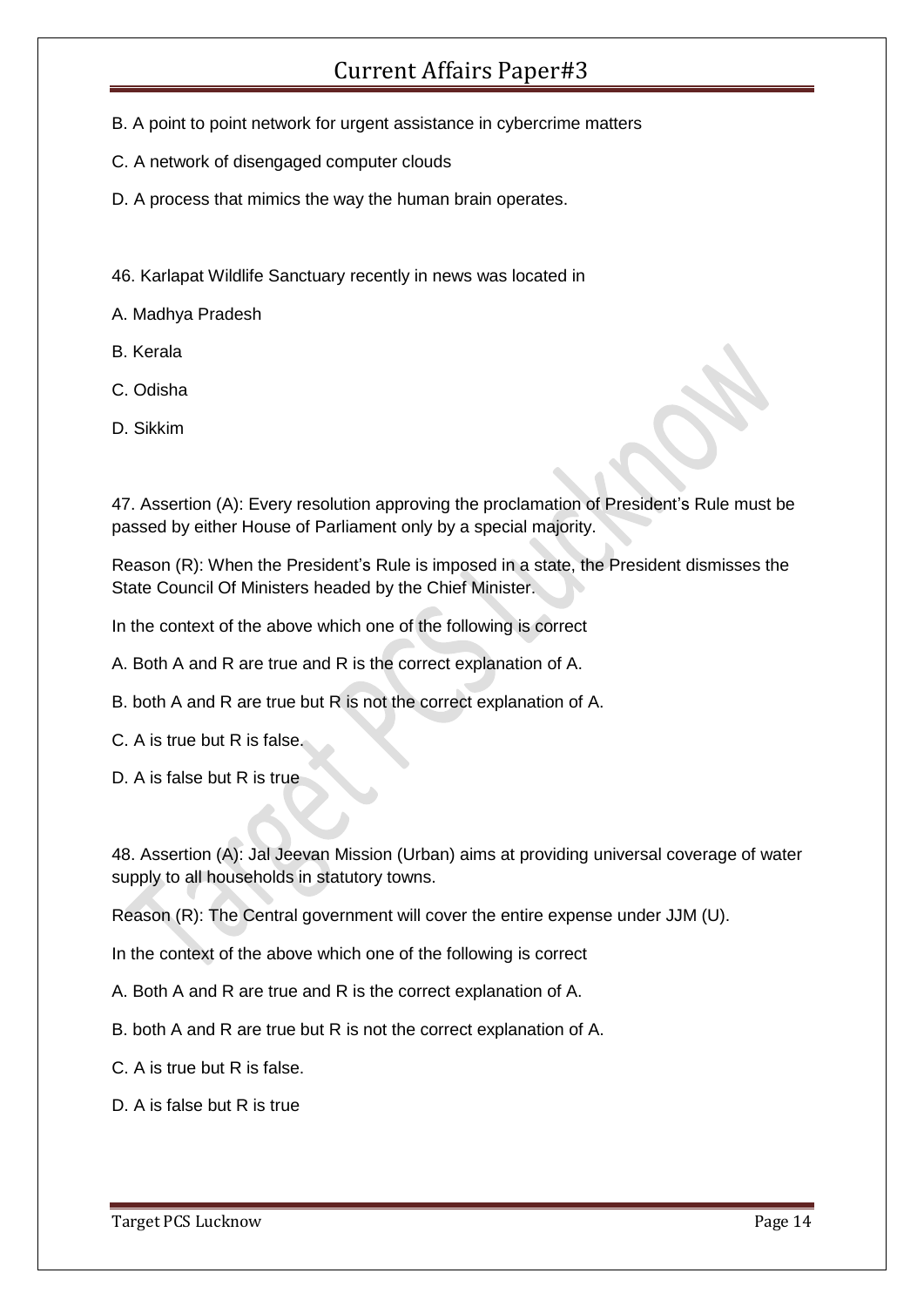B. A point to point network for urgent assistance in cybercrime matters

C. A network of disengaged computer clouds

D. A process that mimics the way the human brain operates.

46. Karlapat Wildlife Sanctuary recently in news was located in

A. Madhya Pradesh

B. Kerala

C. Odisha

D. Sikkim

47. Assertion (A): Every resolution approving the proclamation of President's Rule must be passed by either House of Parliament only by a special majority.

Reason (R): When the President's Rule is imposed in a state, the President dismisses the State Council Of Ministers headed by the Chief Minister.

In the context of the above which one of the following is correct

A. Both A and R are true and R is the correct explanation of A.

B. both A and R are true but R is not the correct explanation of A.

C. A is true but R is false.

D. A is false but R is true

48. Assertion (A): Jal Jeevan Mission (Urban) aims at providing universal coverage of water supply to all households in statutory towns.

Reason (R): The Central government will cover the entire expense under JJM (U).

In the context of the above which one of the following is correct

A. Both A and R are true and R is the correct explanation of A.

B. both A and R are true but R is not the correct explanation of A.

C. A is true but R is false.

D. A is false but R is true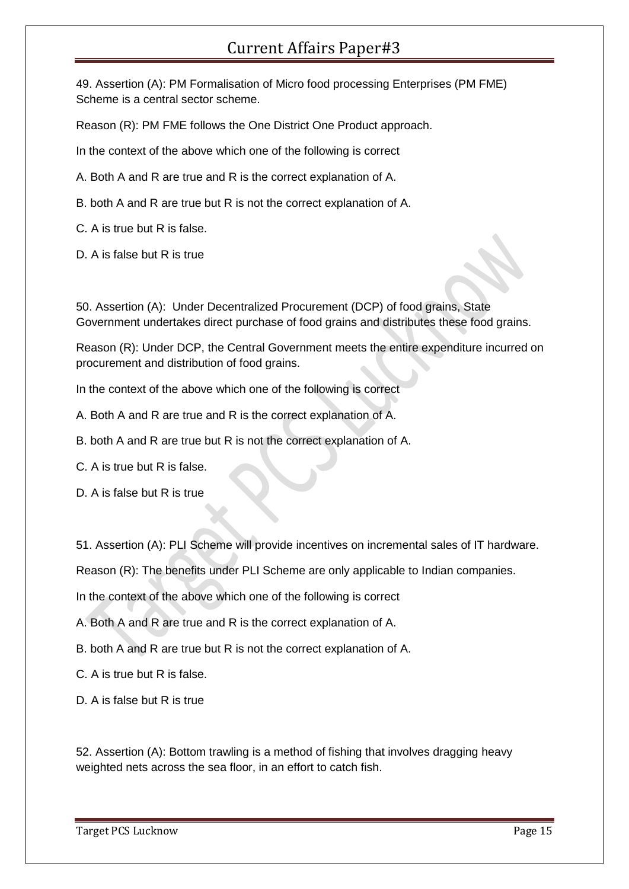49. Assertion (A): PM Formalisation of Micro food processing Enterprises (PM FME) Scheme is a central sector scheme.

Reason (R): PM FME follows the One District One Product approach.

In the context of the above which one of the following is correct

A. Both A and R are true and R is the correct explanation of A.

B. both A and R are true but R is not the correct explanation of A.

C. A is true but R is false.

D. A is false but R is true

50. Assertion (A): Under Decentralized Procurement (DCP) of food grains, State Government undertakes direct purchase of food grains and distributes these food grains.

Reason (R): Under DCP, the Central Government meets the entire expenditure incurred on procurement and distribution of food grains.

In the context of the above which one of the following is correct

A. Both A and R are true and R is the correct explanation of A.

B. both A and R are true but R is not the correct explanation of A.

C. A is true but R is false.

D. A is false but R is true

51. Assertion (A): PLI Scheme will provide incentives on incremental sales of IT hardware.

Reason (R): The benefits under PLI Scheme are only applicable to Indian companies.

In the context of the above which one of the following is correct

A. Both A and R are true and R is the correct explanation of A.

B. both A and R are true but R is not the correct explanation of A.

C. A is true but R is false.

D. A is false but R is true

52. Assertion (A): Bottom trawling is a method of fishing that involves dragging heavy weighted nets across the sea floor, in an effort to catch fish.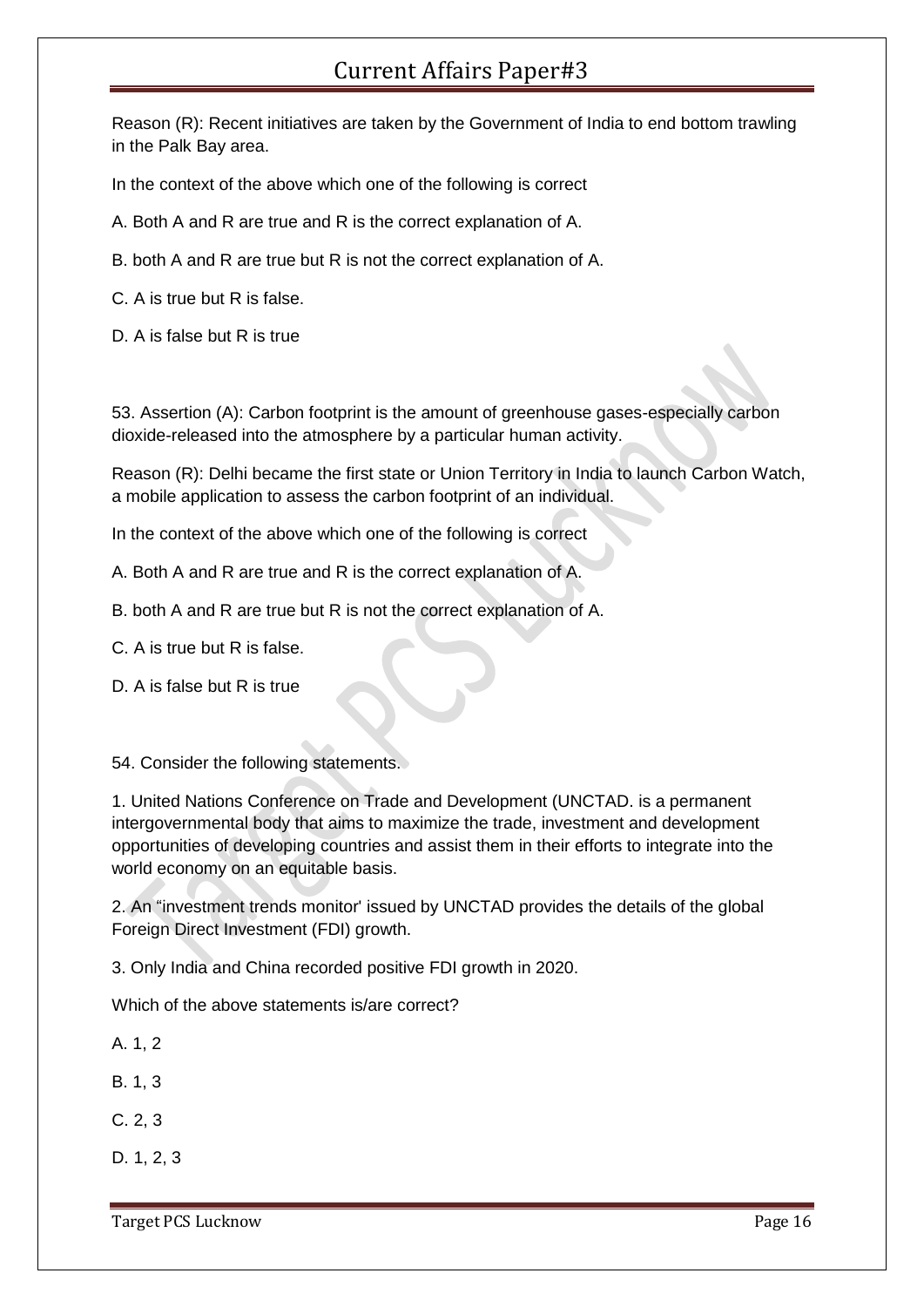Reason (R): Recent initiatives are taken by the Government of India to end bottom trawling in the Palk Bay area.

In the context of the above which one of the following is correct

A. Both A and R are true and R is the correct explanation of A.

B. both A and R are true but R is not the correct explanation of A.

C. A is true but R is false.

D. A is false but R is true

53. Assertion (A): Carbon footprint is the amount of greenhouse gases-especially carbon dioxide-released into the atmosphere by a particular human activity.

Reason (R): Delhi became the first state or Union Territory in India to launch Carbon Watch, a mobile application to assess the carbon footprint of an individual.

In the context of the above which one of the following is correct

A. Both A and R are true and R is the correct explanation of A.

B. both A and R are true but R is not the correct explanation of A.

C. A is true but R is false.

D. A is false but R is true

54. Consider the following statements.

1. United Nations Conference on Trade and Development (UNCTAD. is a permanent intergovernmental body that aims to maximize the trade, investment and development opportunities of developing countries and assist them in their efforts to integrate into the world economy on an equitable basis.

2. An "investment trends monitor' issued by UNCTAD provides the details of the global Foreign Direct Investment (FDI) growth.

3. Only India and China recorded positive FDI growth in 2020.

Which of the above statements is/are correct?

A. 1, 2

B. 1, 3

C. 2, 3

D. 1, 2, 3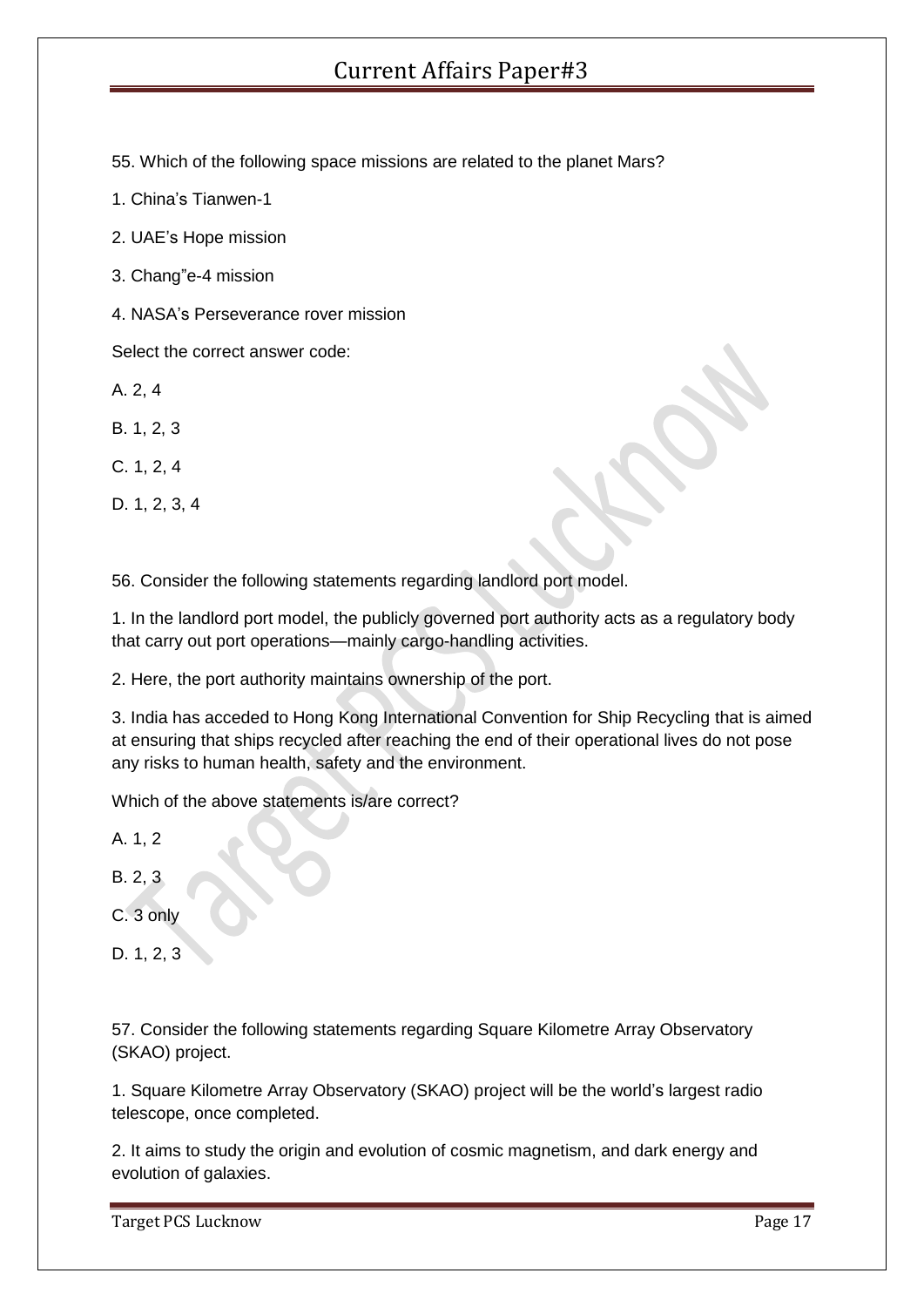55. Which of the following space missions are related to the planet Mars?

1. China's Tianwen-1

2. UAE's Hope mission

3. Chang"e-4 mission

4. NASA's Perseverance rover mission

Select the correct answer code:

A. 2, 4

B. 1, 2, 3

C. 1, 2, 4

D. 1, 2, 3, 4

56. Consider the following statements regarding landlord port model.

1. In the landlord port model, the publicly governed port authority acts as a regulatory body that carry out port operations—mainly cargo-handling activities.

2. Here, the port authority maintains ownership of the port.

3. India has acceded to Hong Kong International Convention for Ship Recycling that is aimed at ensuring that ships recycled after reaching the end of their operational lives do not pose any risks to human health, safety and the environment.

Which of the above statements is/are correct?

A. 1, 2

B. 2, 3

C. 3 only

D. 1, 2, 3

57. Consider the following statements regarding Square Kilometre Array Observatory (SKAO) project.

1. Square Kilometre Array Observatory (SKAO) project will be the world's largest radio telescope, once completed.

2. It aims to study the origin and evolution of cosmic magnetism, and dark energy and evolution of galaxies.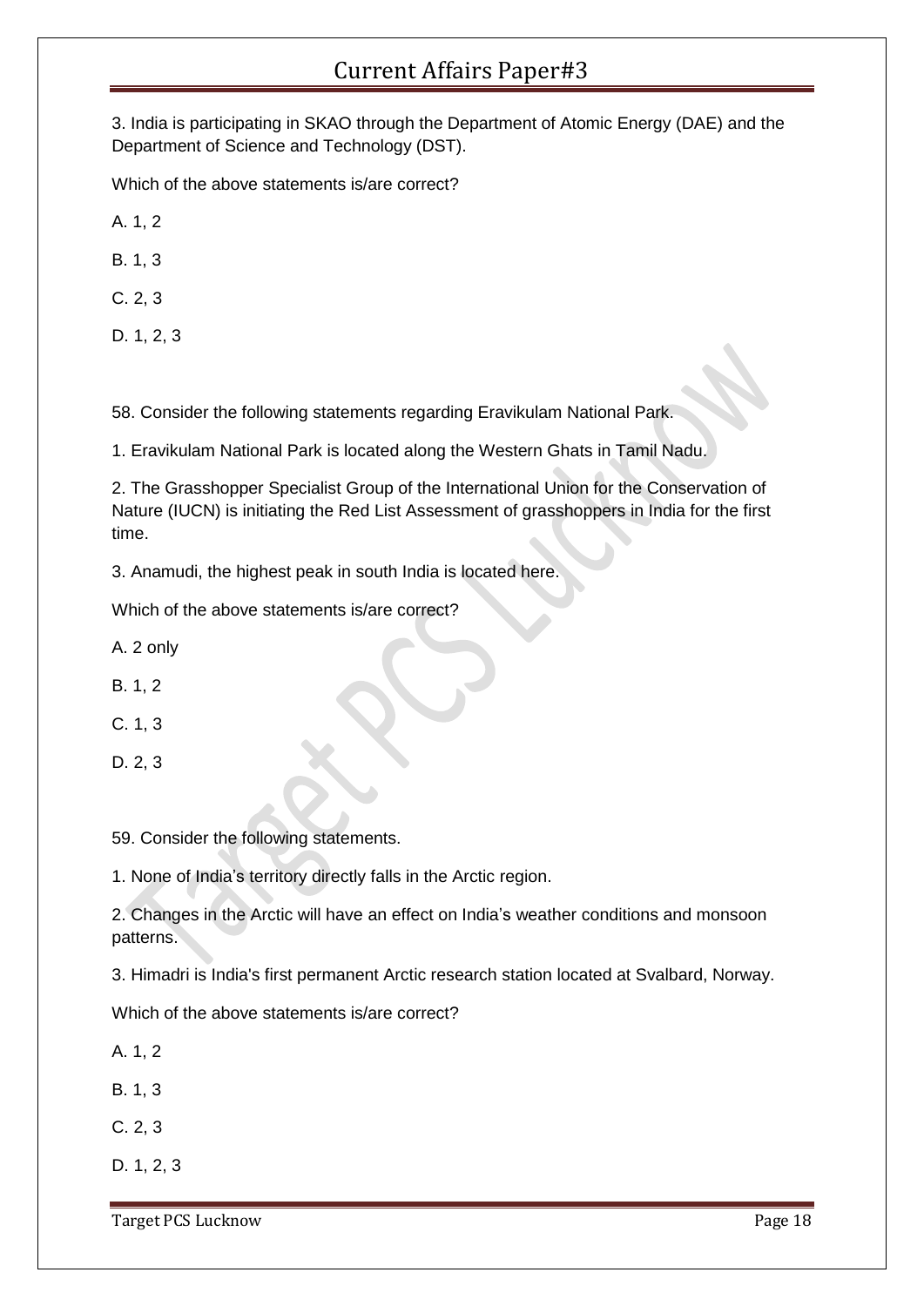3. India is participating in SKAO through the Department of Atomic Energy (DAE) and the Department of Science and Technology (DST).

Which of the above statements is/are correct?

A. 1, 2

B. 1, 3

C. 2, 3

D. 1, 2, 3

58. Consider the following statements regarding Eravikulam National Park.

1. Eravikulam National Park is located along the Western Ghats in Tamil Nadu.

2. The Grasshopper Specialist Group of the International Union for the Conservation of Nature (IUCN) is initiating the Red List Assessment of grasshoppers in India for the first time.

3. Anamudi, the highest peak in south India is located here.

Which of the above statements is/are correct?

A. 2 only

B. 1, 2

C. 1, 3

D. 2, 3

59. Consider the following statements.

1. None of India's territory directly falls in the Arctic region.

2. Changes in the Arctic will have an effect on India's weather conditions and monsoon patterns.

3. Himadri is India's first permanent Arctic research station located at Svalbard, Norway.

Which of the above statements is/are correct?

A. 1, 2

B. 1, 3

C. 2, 3

D. 1, 2, 3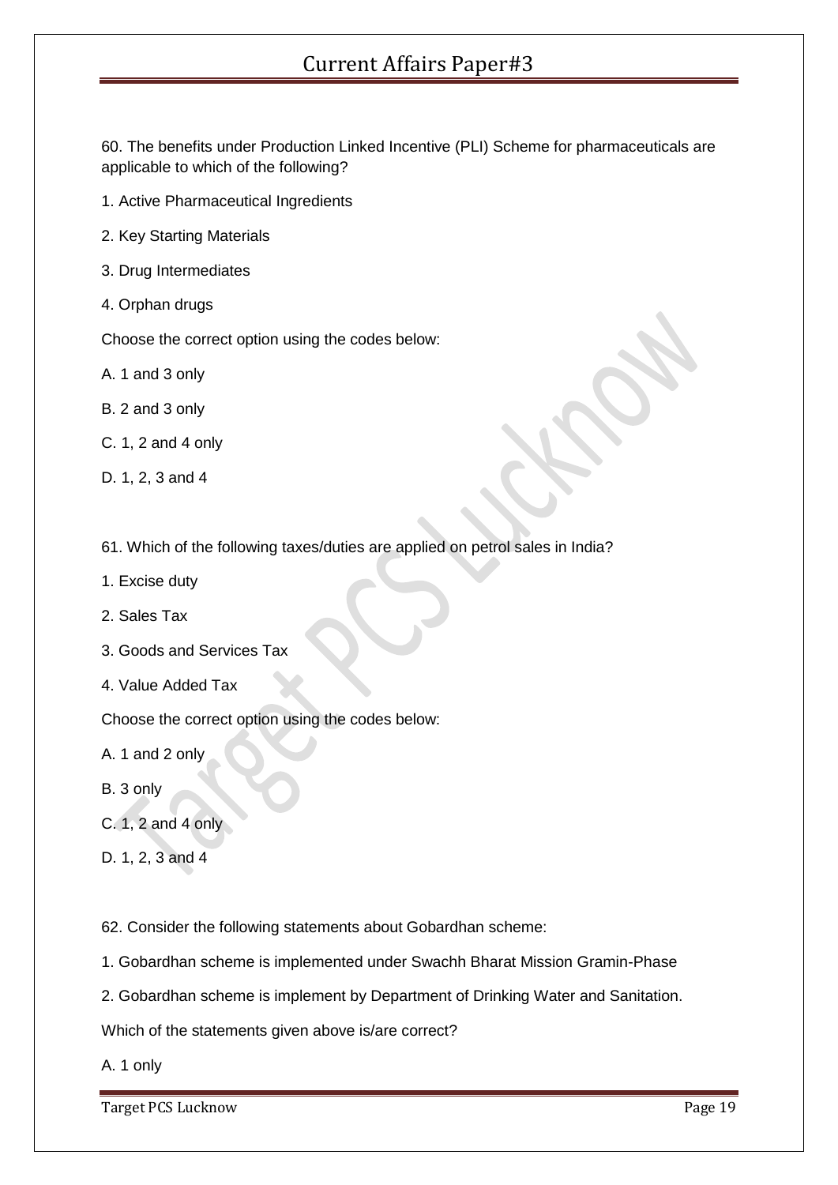60. The benefits under Production Linked Incentive (PLI) Scheme for pharmaceuticals are applicable to which of the following?

1. Active Pharmaceutical Ingredients

2. Key Starting Materials

3. Drug Intermediates

4. Orphan drugs

Choose the correct option using the codes below:

A. 1 and 3 only

B. 2 and 3 only

C. 1, 2 and 4 only

D. 1, 2, 3 and 4

61. Which of the following taxes/duties are applied on petrol sales in India?

1. Excise duty

2. Sales Tax

3. Goods and Services Tax

4. Value Added Tax

Choose the correct option using the codes below:

A. 1 and 2 only

B. 3 only

C. 1, 2 and 4 only

D. 1, 2, 3 and 4

62. Consider the following statements about Gobardhan scheme:

1. Gobardhan scheme is implemented under Swachh Bharat Mission Gramin-Phase

2. Gobardhan scheme is implement by Department of Drinking Water and Sanitation.

Which of the statements given above is/are correct?

A. 1 only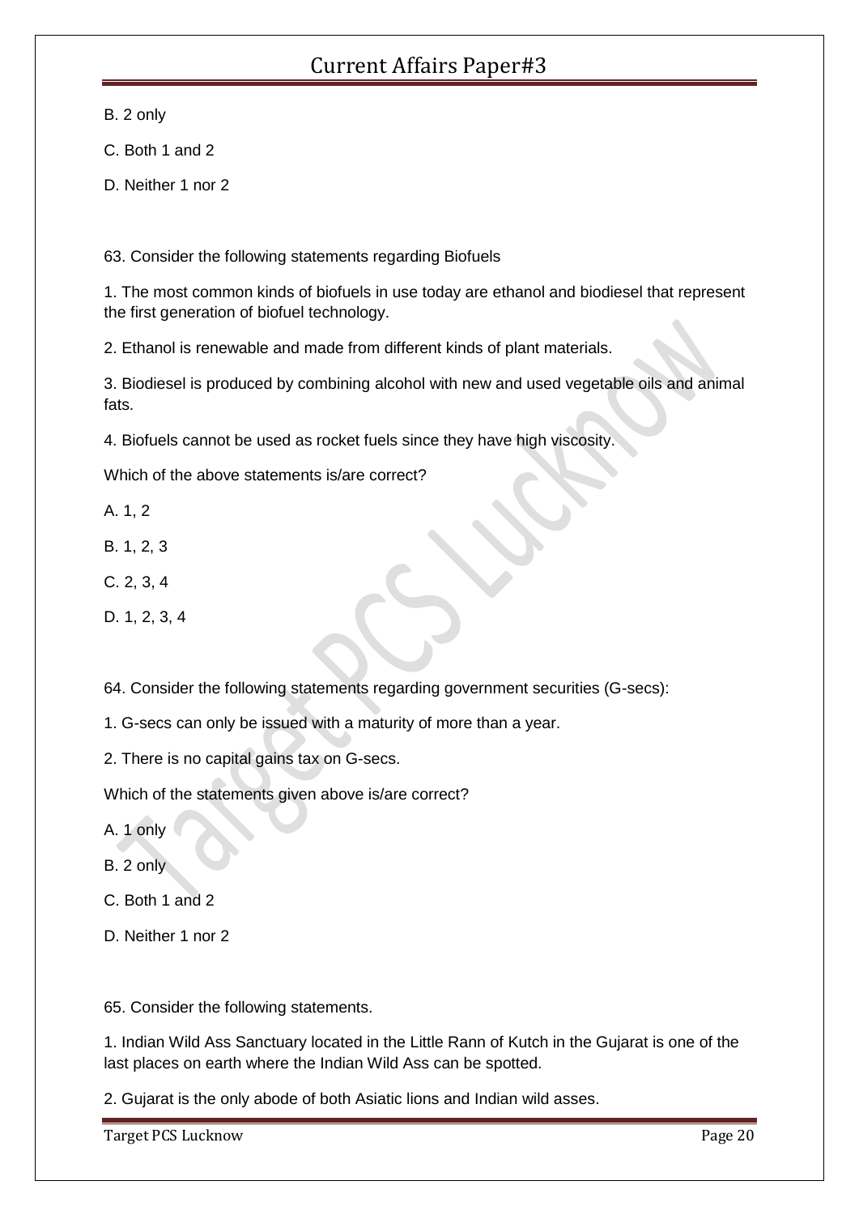B. 2 only

C. Both 1 and 2

D. Neither 1 nor 2

63. Consider the following statements regarding Biofuels

1. The most common kinds of biofuels in use today are ethanol and biodiesel that represent the first generation of biofuel technology.

2. Ethanol is renewable and made from different kinds of plant materials.

3. Biodiesel is produced by combining alcohol with new and used vegetable oils and animal fats.

4. Biofuels cannot be used as rocket fuels since they have high viscosity.

Which of the above statements is/are correct?

A. 1, 2

B. 1, 2, 3

C. 2, 3, 4

D. 1, 2, 3, 4

64. Consider the following statements regarding government securities (G-secs):

1. G-secs can only be issued with a maturity of more than a year.

2. There is no capital gains tax on G-secs.

Which of the statements given above is/are correct?

A. 1 only

B. 2 only

C. Both 1 and 2

D. Neither 1 nor 2

65. Consider the following statements.

1. Indian Wild Ass Sanctuary located in the Little Rann of Kutch in the Gujarat is one of the last places on earth where the Indian Wild Ass can be spotted.

2. Gujarat is the only abode of both Asiatic lions and Indian wild asses.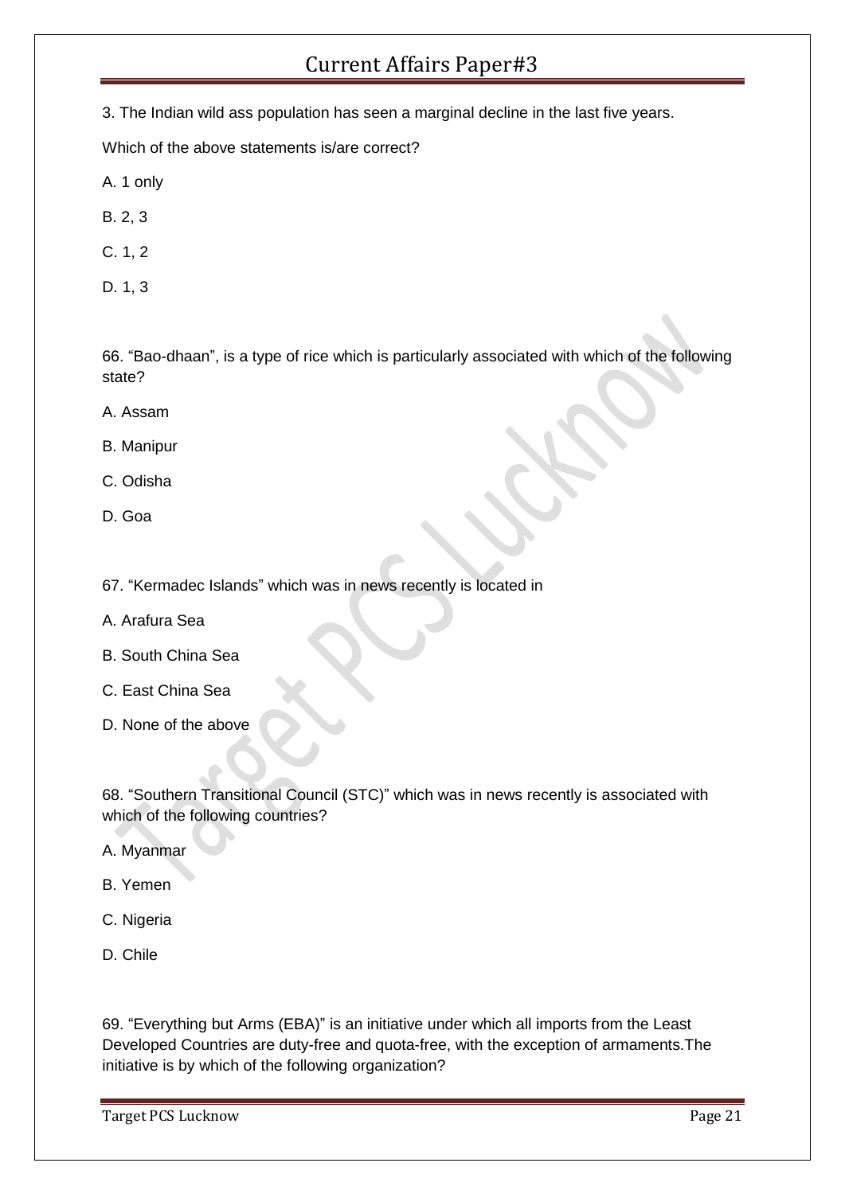3. The Indian wild ass population has seen a marginal decline in the last five years.

Which of the above statements is/are correct?

A. 1 only

B. 2, 3

C. 1, 2

D. 1, 3

66. "Bao-dhaan", is a type of rice which is particularly associated with which of the following state?

A. Assam

B. Manipur

C. Odisha

D. Goa

67. "Kermadec Islands" which was in news recently is located in

A. Arafura Sea

B. South China Sea

C. East China Sea

D. None of the above

68. "Southern Transitional Council (STC)" which was in news recently is associated with which of the following countries?

A. Myanmar

B. Yemen

C. Nigeria

D. Chile

69. "Everything but Arms (EBA)" is an initiative under which all imports from the Least Developed Countries are duty-free and quota-free, with the exception of armaments.The initiative is by which of the following organization?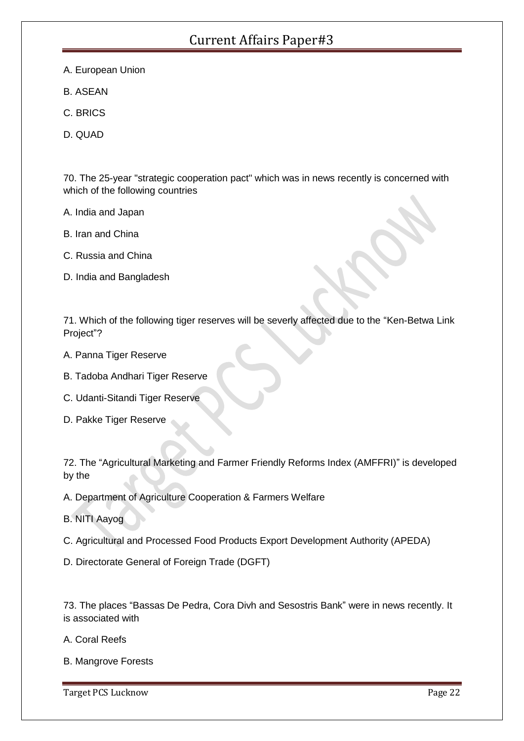A. European Union

B. ASEAN

C. BRICS

D. QUAD

70. The 25-year "strategic cooperation pact" which was in news recently is concerned with which of the following countries

A. India and Japan

B. Iran and China

C. Russia and China

D. India and Bangladesh

71. Which of the following tiger reserves will be severly affected due to the “Ken-Betwa Link Project”?

A. Panna Tiger Reserve

B. Tadoba Andhari Tiger Reserve

C. Udanti-Sitandi Tiger Reserve

D. Pakke Tiger Reserve

72. The “Agricultural Marketing and Farmer Friendly Reforms Index (AMFFRI)” is developed by the

A. Department of Agriculture Cooperation & Farmers Welfare

B. NITI Aayog

C. Agricultural and Processed Food Products Export Development Authority (APEDA)

D. Directorate General of Foreign Trade (DGFT)

73. The places “Bassas De Pedra, Cora Divh and Sesostris Bank” were in news recently. It is associated with

A. Coral Reefs

B. Mangrove Forests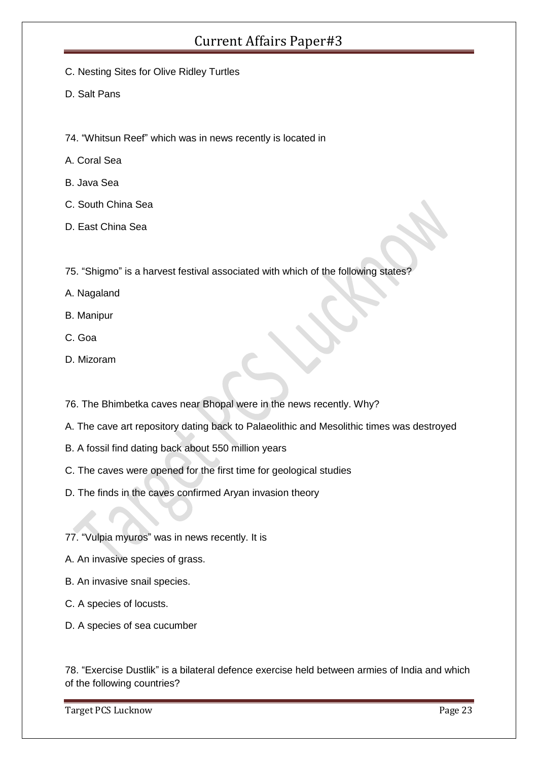C. Nesting Sites for Olive Ridley Turtles

D. Salt Pans

74. "Whitsun Reef" which was in news recently is located in

A. Coral Sea

B. Java Sea

C. South China Sea

D. East China Sea

75. "Shigmo" is a harvest festival associated with which of the following states?

A. Nagaland

B. Manipur

C. Goa

D. Mizoram

76. The Bhimbetka caves near Bhopal were in the news recently. Why?

A. The cave art repository dating back to Palaeolithic and Mesolithic times was destroyed

B. A fossil find dating back about 550 million years

C. The caves were opened for the first time for geological studies

D. The finds in the caves confirmed Aryan invasion theory

77. "Vulpia myuros" was in news recently. It is

A. An invasive species of grass.

B. An invasive snail species.

C. A species of locusts.

D. A species of sea cucumber

78. "Exercise Dustlik" is a bilateral defence exercise held between armies of India and which of the following countries?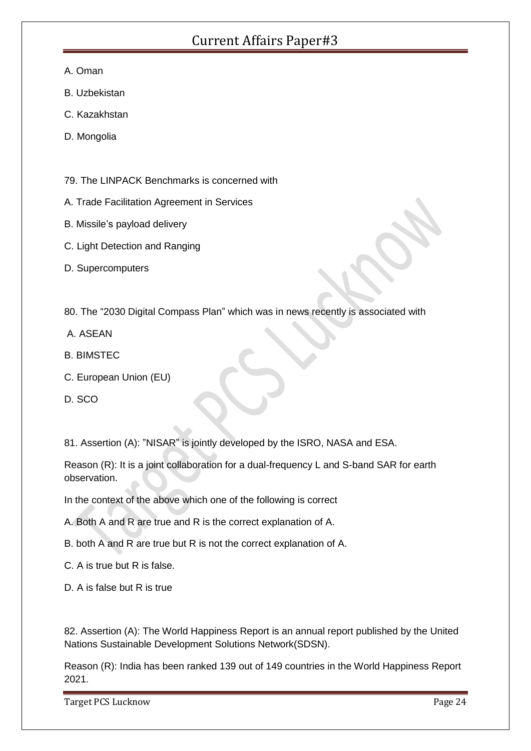A. Oman

B. Uzbekistan

C. Kazakhstan

D. Mongolia

79. The LINPACK Benchmarks is concerned with

A. Trade Facilitation Agreement in Services

B. Missile's payload delivery

C. Light Detection and Ranging

D. Supercomputers

80. The "2030 Digital Compass Plan" which was in news recently is associated with

A. ASEAN

B. BIMSTEC

C. European Union (EU)

D. SCO

81. Assertion (A): "NISAR" is jointly developed by the ISRO, NASA and ESA.

Reason (R): It is a joint collaboration for a dual-frequency L and S-band SAR for earth observation.

In the context of the above which one of the following is correct

A. Both A and R are true and R is the correct explanation of A.

B. both A and R are true but R is not the correct explanation of A.

C. A is true but R is false.

D. A is false but R is true

82. Assertion (A): The World Happiness Report is an annual report published by the United Nations Sustainable Development Solutions Network(SDSN).

Reason (R): India has been ranked 139 out of 149 countries in the World Happiness Report 2021.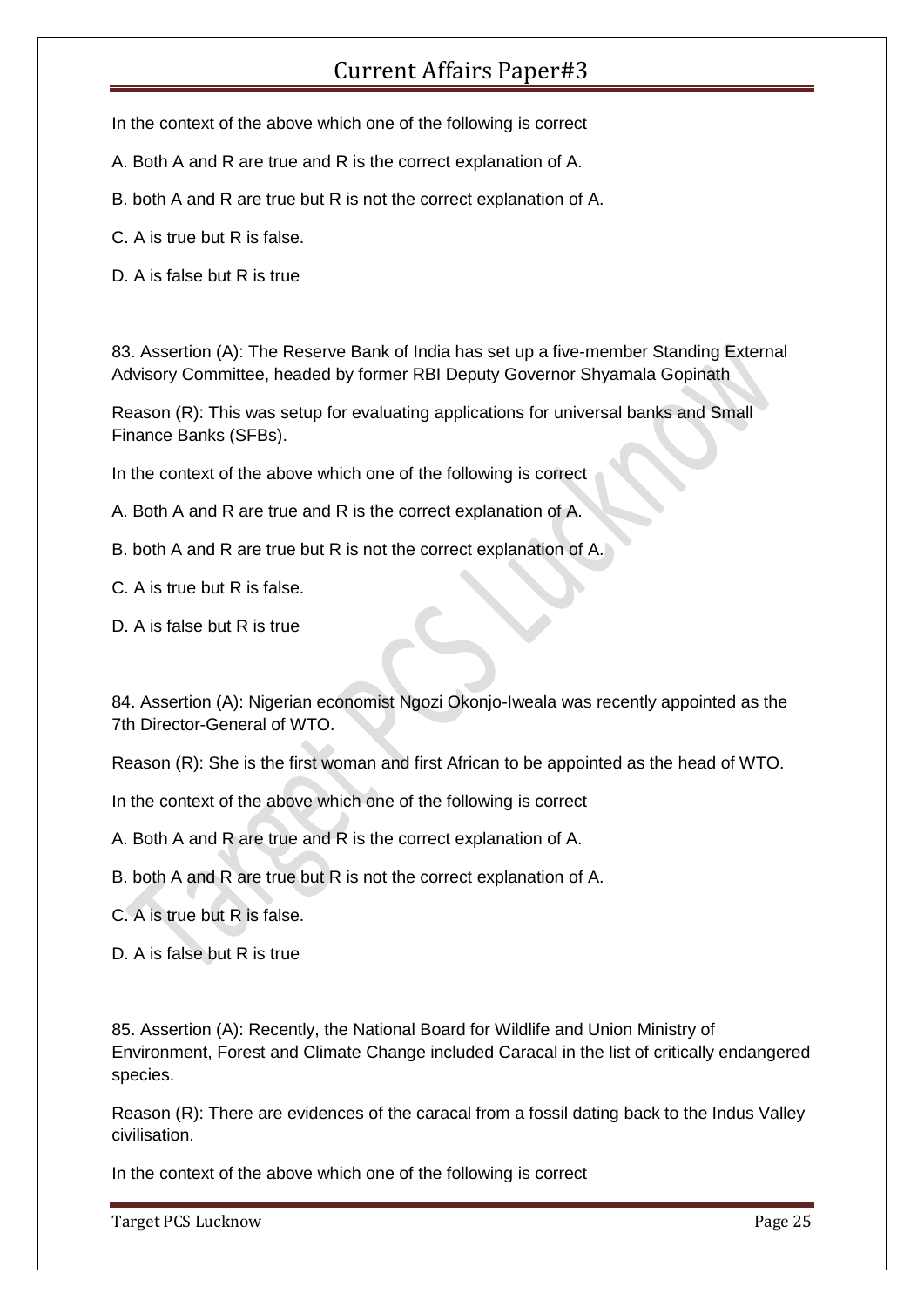In the context of the above which one of the following is correct

A. Both A and R are true and R is the correct explanation of A.

B. both A and R are true but R is not the correct explanation of A.

C. A is true but R is false.

D. A is false but R is true

83. Assertion (A): The Reserve Bank of India has set up a five-member Standing External Advisory Committee, headed by former RBI Deputy Governor Shyamala Gopinath

Reason (R): This was setup for evaluating applications for universal banks and Small Finance Banks (SFBs).

In the context of the above which one of the following is correct

A. Both A and R are true and R is the correct explanation of A.

B. both A and R are true but R is not the correct explanation of A.

C. A is true but R is false.

D. A is false but R is true

84. Assertion (A): Nigerian economist Ngozi Okonjo-Iweala was recently appointed as the 7th Director-General of WTO.

Reason (R): She is the first woman and first African to be appointed as the head of WTO.

In the context of the above which one of the following is correct

A. Both A and R are true and R is the correct explanation of A.

B. both A and R are true but R is not the correct explanation of A.

C. A is true but R is false.

D. A is false but R is true

85. Assertion (A): Recently, the National Board for Wildlife and Union Ministry of Environment, Forest and Climate Change included Caracal in the list of critically endangered species.

Reason (R): There are evidences of the caracal from a fossil dating back to the Indus Valley civilisation.

In the context of the above which one of the following is correct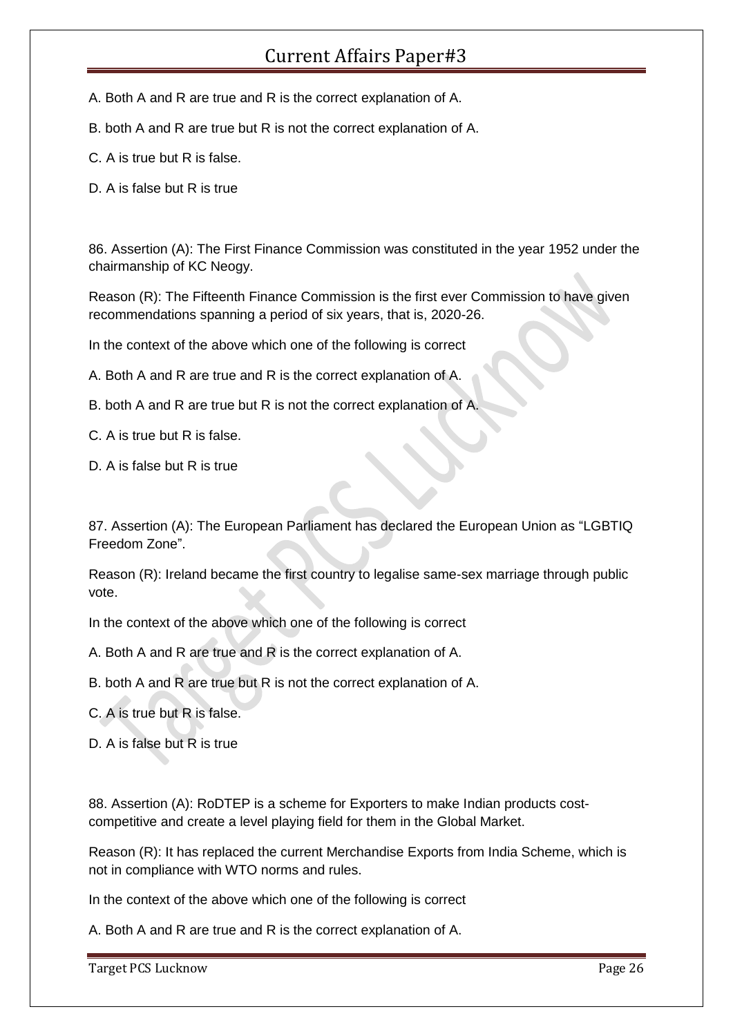A. Both A and R are true and R is the correct explanation of A.

B. both A and R are true but R is not the correct explanation of A.

C. A is true but R is false.

D. A is false but R is true

86. Assertion (A): The First Finance Commission was constituted in the year 1952 under the chairmanship of KC Neogy.

Reason (R): The Fifteenth Finance Commission is the first ever Commission to have given recommendations spanning a period of six years, that is, 2020-26.

In the context of the above which one of the following is correct

A. Both A and R are true and R is the correct explanation of A.

B. both A and R are true but R is not the correct explanation of A.

C. A is true but R is false.

D. A is false but R is true

87. Assertion (A): The European Parliament has declared the European Union as “LGBTIQ Freedom Zone”.

Reason (R): Ireland became the first country to legalise same-sex marriage through public vote.

In the context of the above which one of the following is correct

A. Both A and R are true and R is the correct explanation of A.

B. both A and R are true but R is not the correct explanation of A.

C. A is true but R is false.

D. A is false but R is true

88. Assertion (A): RoDTEP is a scheme for Exporters to make Indian products cost-competitive and create a level playing field for them in the Global Market.

Reason (R): It has replaced the current Merchandise Exports from India Scheme, which is not in compliance with WTO norms and rules.

In the context of the above which one of the following is correct

A. Both A and R are true and R is the correct explanation of A.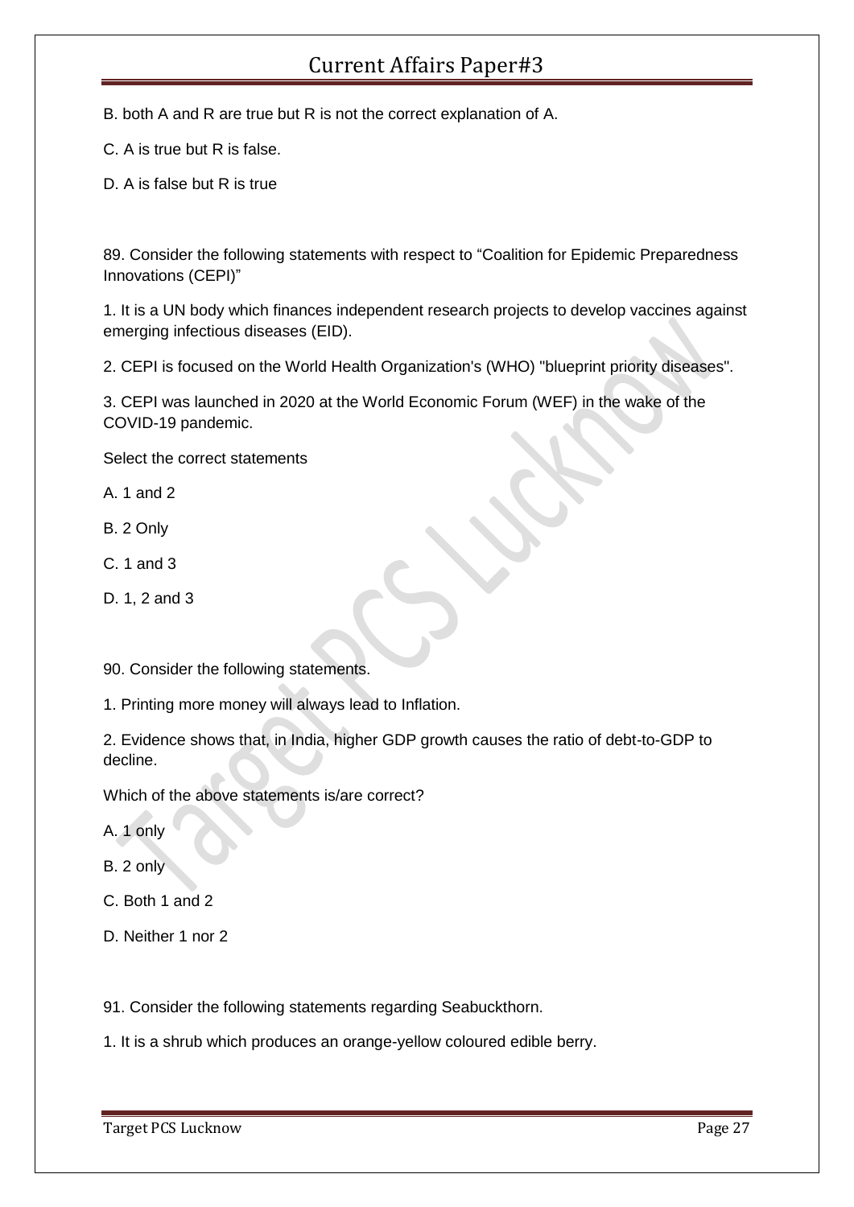B. both A and R are true but R is not the correct explanation of A.

C. A is true but R is false.

D. A is false but R is true

89. Consider the following statements with respect to "Coalition for Epidemic Preparedness Innovations (CEPI)"

1. It is a UN body which finances independent research projects to develop vaccines against emerging infectious diseases (EID).

2. CEPI is focused on the World Health Organization's (WHO) "blueprint priority diseases".

3. CEPI was launched in 2020 at the World Economic Forum (WEF) in the wake of the COVID-19 pandemic.

Select the correct statements

A. 1 and 2

B. 2 Only

C. 1 and 3

D. 1, 2 and 3

90. Consider the following statements.

1. Printing more money will always lead to Inflation.

2. Evidence shows that, in India, higher GDP growth causes the ratio of debt-to-GDP to decline.

Which of the above statements is/are correct?

A. 1 only

B. 2 only

C. Both 1 and 2

D. Neither 1 nor 2

91. Consider the following statements regarding Seabuckthorn.

1. It is a shrub which produces an orange-yellow coloured edible berry.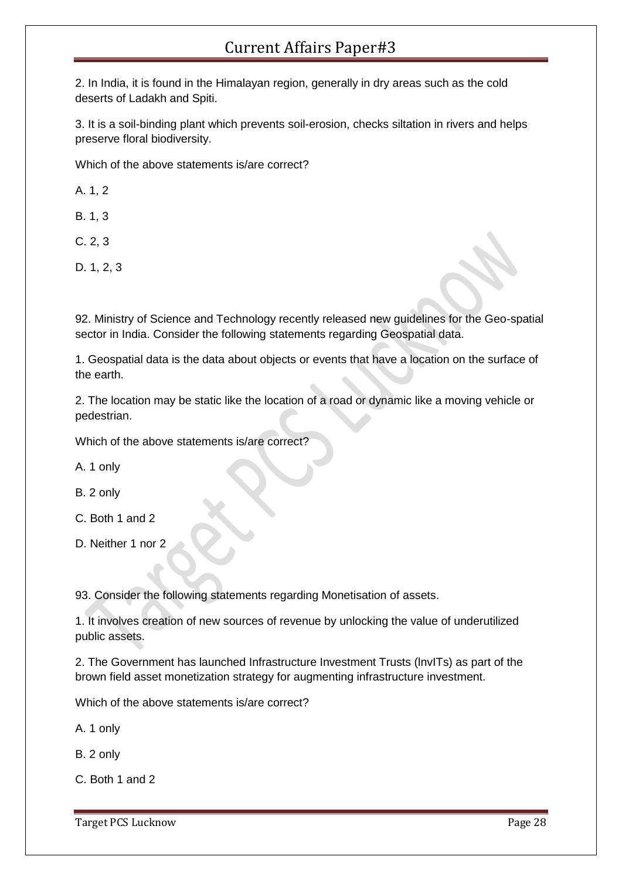2. In India, it is found in the Himalayan region, generally in dry areas such as the cold deserts of Ladakh and Spiti.

3. It is a soil-binding plant which prevents soil-erosion, checks siltation in rivers and helps preserve floral biodiversity.

Which of the above statements is/are correct?

A. 1, 2

B. 1, 3

C. 2, 3

D. 1, 2, 3

92. Ministry of Science and Technology recently released new guidelines for the Geo-spatial sector in India. Consider the following statements regarding Geospatial data.

1. Geospatial data is the data about objects or events that have a location on the surface of the earth.

2. The location may be static like the location of a road or dynamic like a moving vehicle or pedestrian.

Which of the above statements is/are correct?

A. 1 only

B. 2 only

C. Both 1 and 2

D. Neither 1 nor 2

93. Consider the following statements regarding Monetisation of assets.

1. It involves creation of new sources of revenue by unlocking the value of underutilized public assets.

2. The Government has launched Infrastructure Investment Trusts (lnvITs) as part of the brown field asset monetization strategy for augmenting infrastructure investment.

Which of the above statements is/are correct?

A. 1 only

B. 2 only

C. Both 1 and 2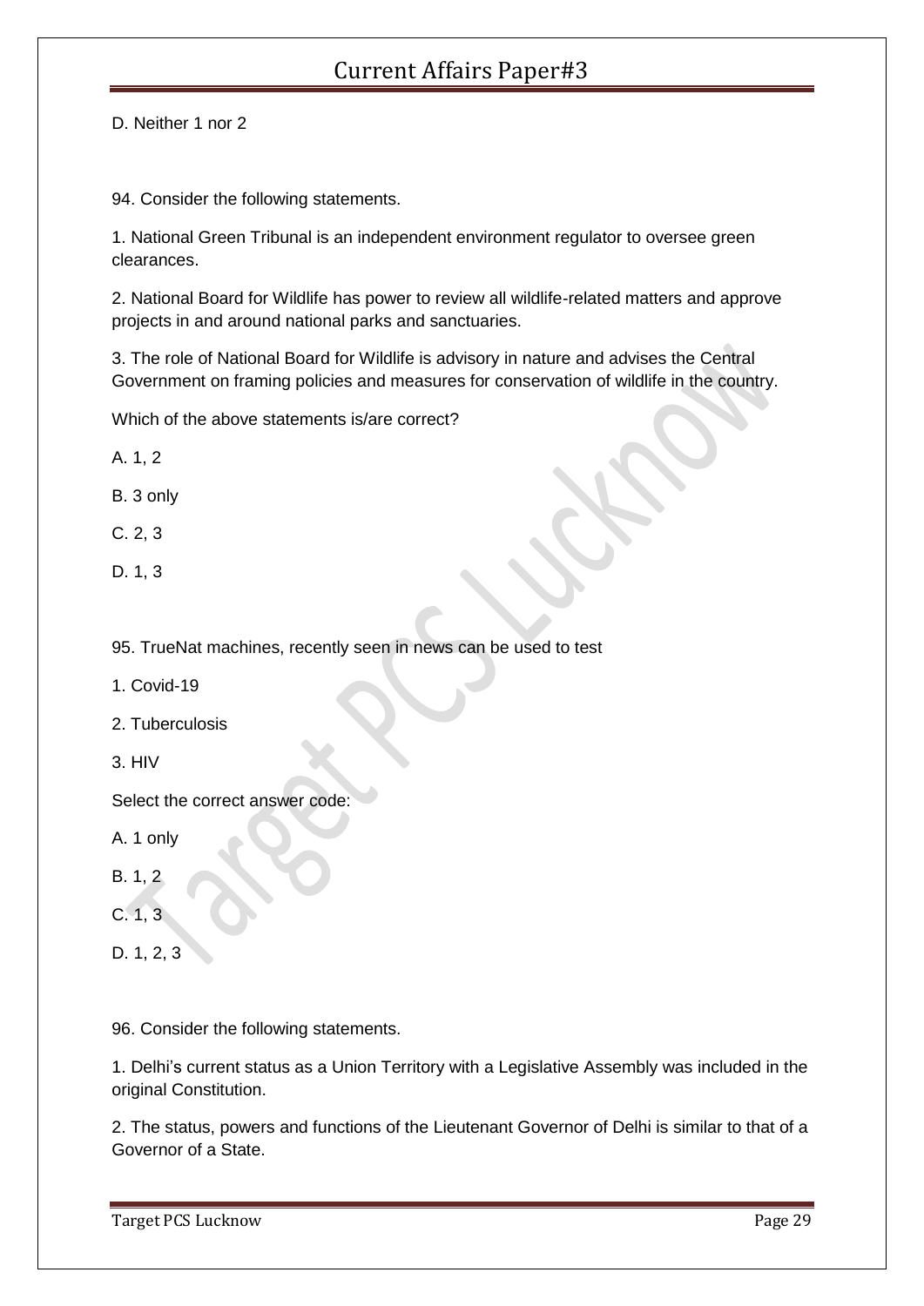D. Neither 1 nor 2

94. Consider the following statements.

1. National Green Tribunal is an independent environment regulator to oversee green clearances.

2. National Board for Wildlife has power to review all wildlife-related matters and approve projects in and around national parks and sanctuaries.

3. The role of National Board for Wildlife is advisory in nature and advises the Central Government on framing policies and measures for conservation of wildlife in the country.

Which of the above statements is/are correct?

A. 1, 2

B. 3 only

C. 2, 3

D. 1, 3

95. TrueNat machines, recently seen in news can be used to test

1. Covid-19

2. Tuberculosis

3. HIV

Select the correct answer code:

A. 1 only

B. 1, 2

C. 1, 3

D. 1, 2, 3

96. Consider the following statements.

1. Delhi's current status as a Union Territory with a Legislative Assembly was included in the original Constitution.

2. The status, powers and functions of the Lieutenant Governor of Delhi is similar to that of a Governor of a State.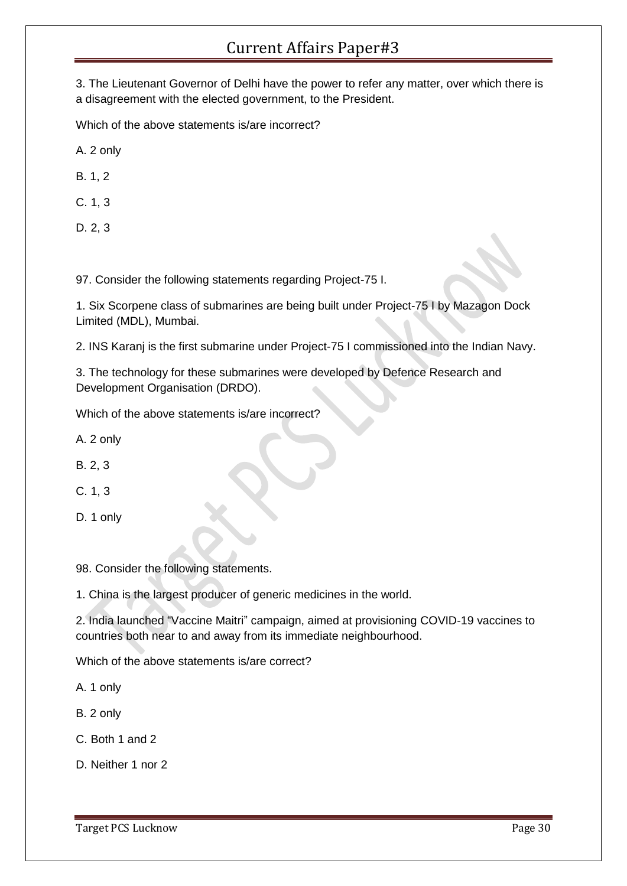3. The Lieutenant Governor of Delhi have the power to refer any matter, over which there is a disagreement with the elected government, to the President.

Which of the above statements is/are incorrect?

A. 2 only

B. 1, 2

C. 1, 3

D. 2, 3

97. Consider the following statements regarding Project-75 I.

1. Six Scorpene class of submarines are being built under Project-75 I by Mazagon Dock Limited (MDL), Mumbai.

2. INS Karanj is the first submarine under Project-75 I commissioned into the Indian Navy.

3. The technology for these submarines were developed by Defence Research and Development Organisation (DRDO).

Which of the above statements is/are incorrect?

A. 2 only

B. 2, 3

C. 1, 3

D. 1 only

98. Consider the following statements.

1. China is the largest producer of generic medicines in the world.

2. India launched "Vaccine Maitri" campaign, aimed at provisioning COVID-19 vaccines to countries both near to and away from its immediate neighbourhood.

Which of the above statements is/are correct?

A. 1 only

B. 2 only

C. Both 1 and 2

D. Neither 1 nor 2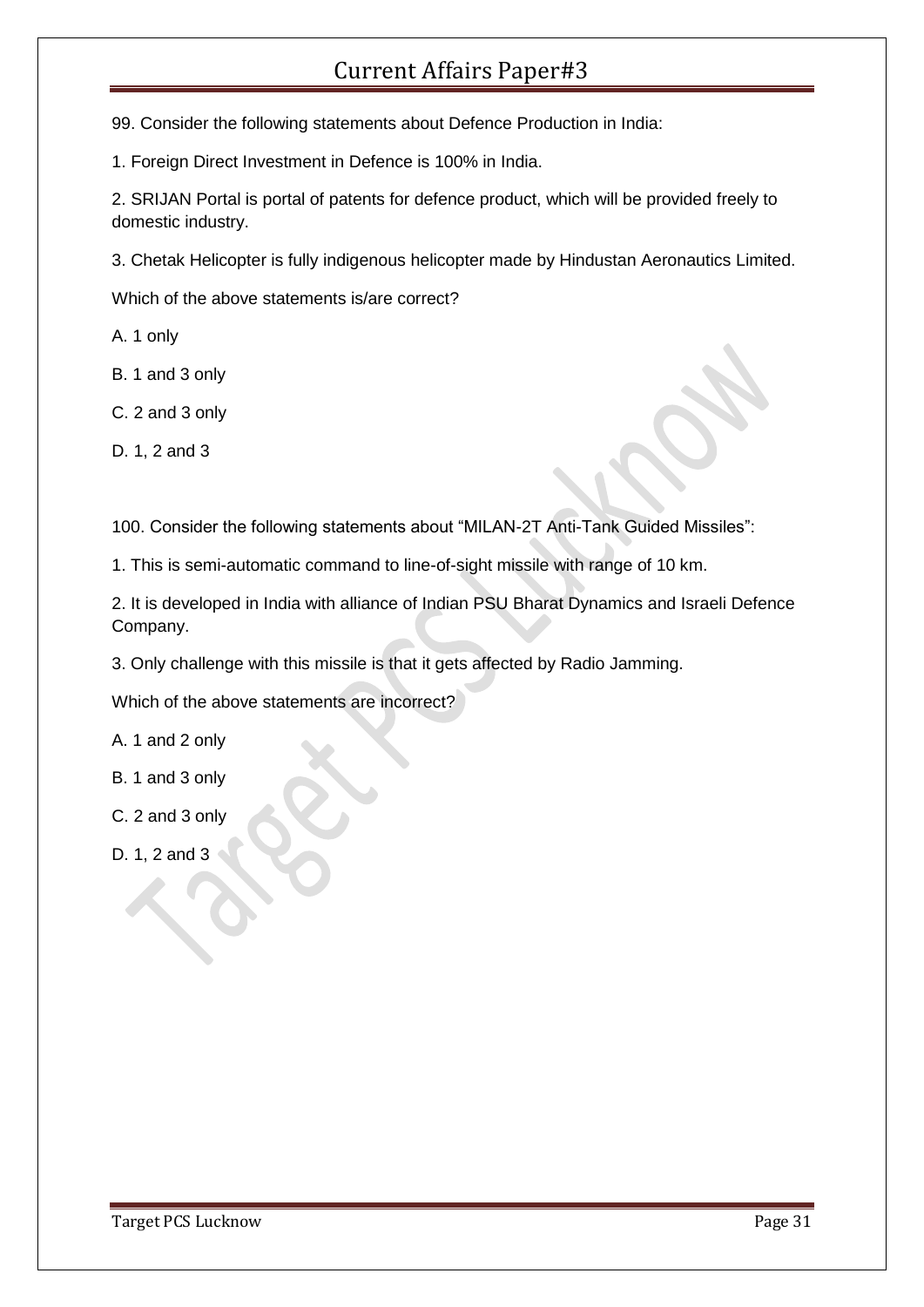99. Consider the following statements about Defence Production in India:

1. Foreign Direct Investment in Defence is 100% in India.

2. SRIJAN Portal is portal of patents for defence product, which will be provided freely to domestic industry.

3. Chetak Helicopter is fully indigenous helicopter made by Hindustan Aeronautics Limited.

Which of the above statements is/are correct?

A. 1 only

B. 1 and 3 only

C. 2 and 3 only

D. 1, 2 and 3

100. Consider the following statements about "MILAN-2T Anti-Tank Guided Missiles":

1. This is semi-automatic command to line-of-sight missile with range of 10 km.

2. It is developed in India with alliance of Indian PSU Bharat Dynamics and Israeli Defence Company.

3. Only challenge with this missile is that it gets affected by Radio Jamming.

Which of the above statements are incorrect?

A. 1 and 2 only

B. 1 and 3 only

C. 2 and 3 only

D. 1, 2 and 3